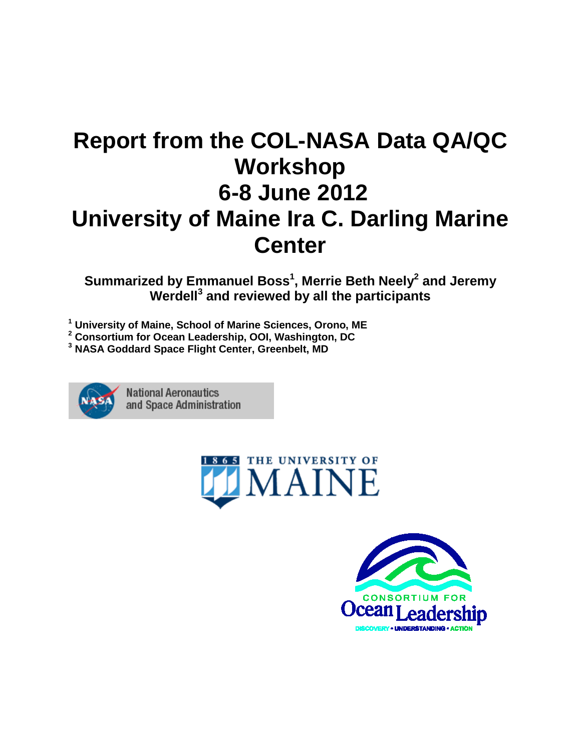# Report from the COL-NASA Data QA/QC Workshop 6-8 June 2012 University of Maine Ira C. Darling Marine Center

**Summarized by Emmanuel Boss[1], Merrie Beth Neely[2] and Jeremy Werdell[3] and reviewed by all the participants**

[1] University of Maine, School of Marine Sciences, Orono, ME
[2] Consortium for Ocean Leadership, OOI, Washington, DC
[3] NASA Goddard Space Flight Center, Greenbelt, MD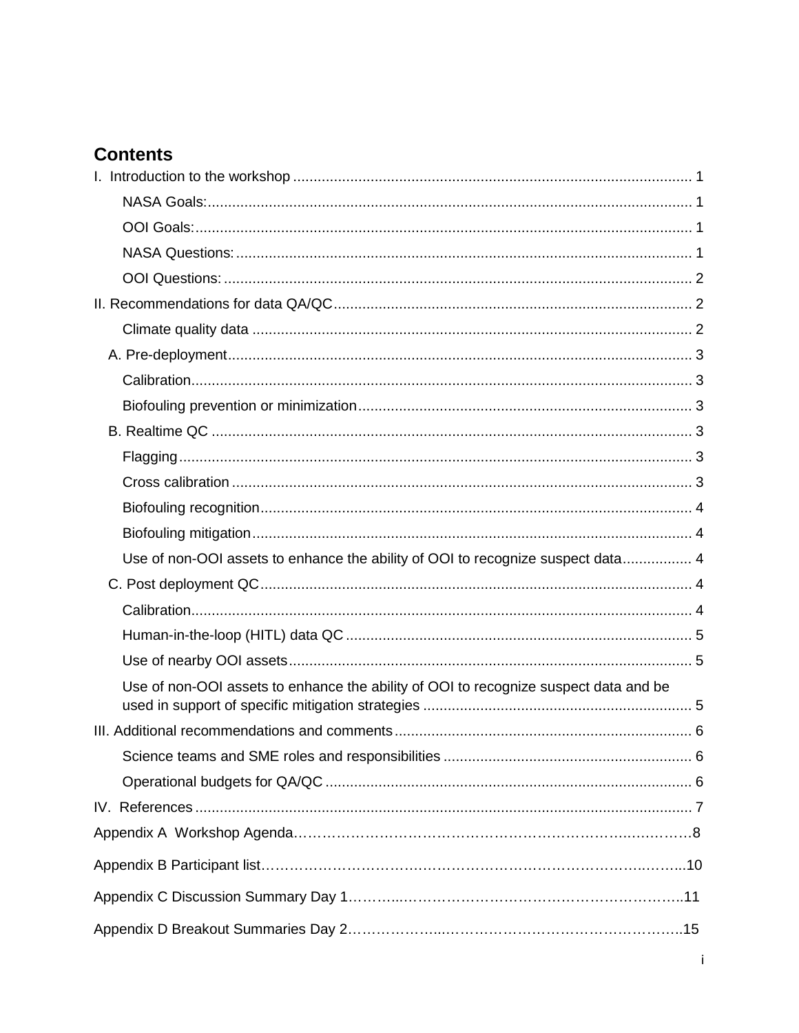# Contents

I. Introduction to the workshop ..... 1

- NASA Goals: ..... 1
- OOI Goals: ..... 1
- NASA Questions: ..... 1
- OOI Questions: ..... 2

II. Recommendations for data QA/QC ..... 2

- Climate quality data ..... 2

A. Pre-deployment ..... 3

- Calibration ..... 3
- Biofouling prevention or minimization ..... 3

B. Realtime QC ..... 3

- Flagging ..... 3
- Cross calibration ..... 3
- Biofouling recognition ..... 4
- Biofouling mitigation ..... 4
- Use of non-OOI assets to enhance the ability of OOI to recognize suspect data ..... 4

C. Post deployment QC ..... 4

- Calibration ..... 4
- Human-in-the-loop (HITL) data QC ..... 5
- Use of nearby OOI assets ..... 5
- Use of non-OOI assets to enhance the ability of OOI to recognize suspect data and be used in support of specific mitigation strategies ..... 5

III. Additional recommendations and comments ..... 6

- Science teams and SME roles and responsibilities ..... 6
- Operational budgets for QA/QC ..... 6

IV. References ..... 7

Appendix A Workshop Agenda ..... 8

Appendix B Participant list ..... 10

Appendix C Discussion Summary Day 1 ..... 11

Appendix D Breakout Summaries Day 2 ..... 15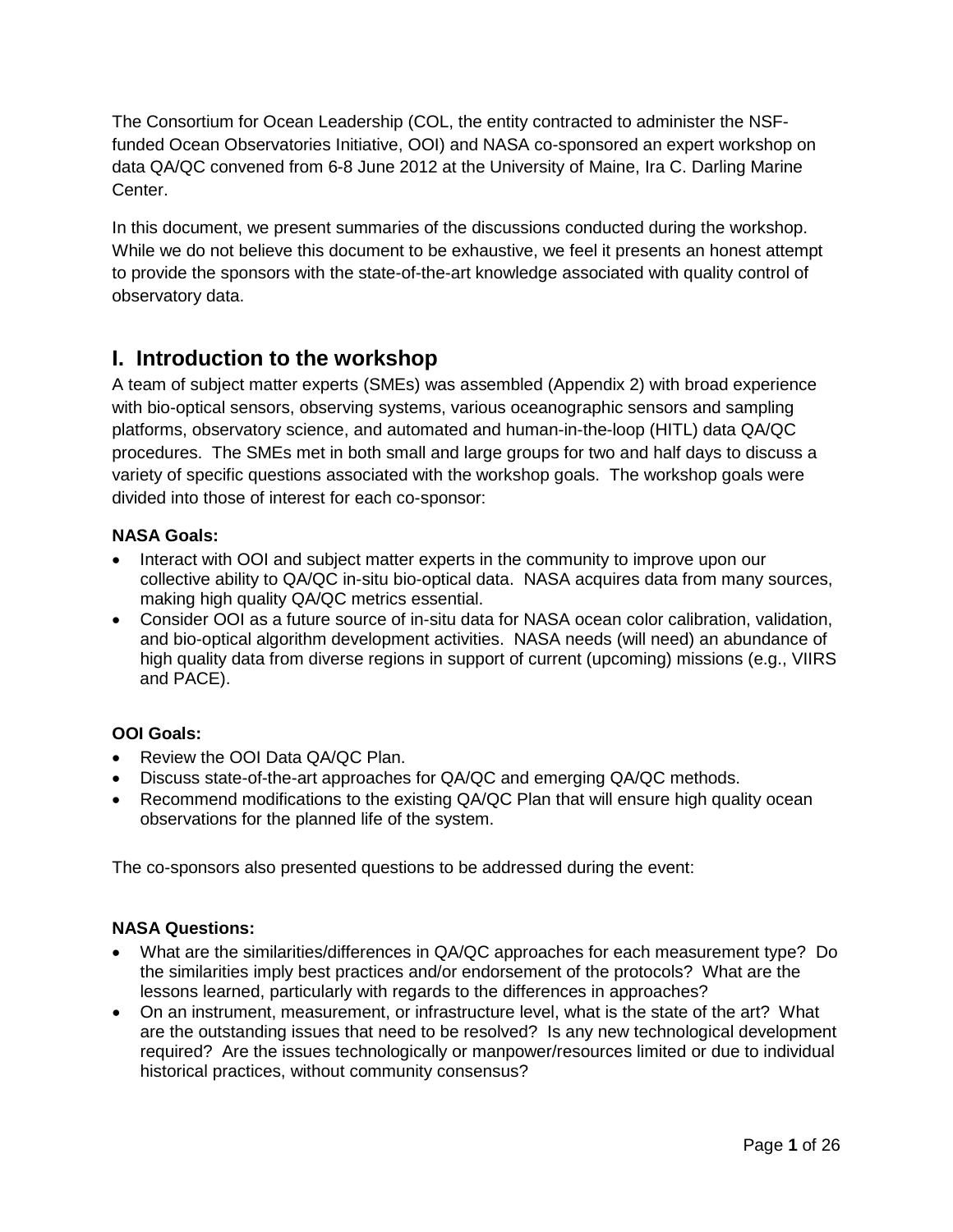The Consortium for Ocean Leadership (COL, the entity contracted to administer the NSF-funded Ocean Observatories Initiative, OOI) and NASA co-sponsored an expert workshop on data QA/QC convened from 6-8 June 2012 at the University of Maine, Ira C. Darling Marine Center.

In this document, we present summaries of the discussions conducted during the workshop. While we do not believe this document to be exhaustive, we feel it presents an honest attempt to provide the sponsors with the state-of-the-art knowledge associated with quality control of observatory data.

## I. Introduction to the workshop

A team of subject matter experts (SMEs) was assembled (Appendix 2) with broad experience with bio-optical sensors, observing systems, various oceanographic sensors and sampling platforms, observatory science, and automated and human-in-the-loop (HITL) data QA/QC procedures. The SMEs met in both small and large groups for two and half days to discuss a variety of specific questions associated with the workshop goals. The workshop goals were divided into those of interest for each co-sponsor:

**NASA Goals:**

- Interact with OOI and subject matter experts in the community to improve upon our collective ability to QA/QC in-situ bio-optical data. NASA acquires data from many sources, making high quality QA/QC metrics essential.
- Consider OOI as a future source of in-situ data for NASA ocean color calibration, validation, and bio-optical algorithm development activities. NASA needs (will need) an abundance of high quality data from diverse regions in support of current (upcoming) missions (e.g., VIIRS and PACE).

**OOI Goals:**

- Review the OOI Data QA/QC Plan.
- Discuss state-of-the-art approaches for QA/QC and emerging QA/QC methods.
- Recommend modifications to the existing QA/QC Plan that will ensure high quality ocean observations for the planned life of the system.

The co-sponsors also presented questions to be addressed during the event:

**NASA Questions:**

- What are the similarities/differences in QA/QC approaches for each measurement type? Do the similarities imply best practices and/or endorsement of the protocols? What are the lessons learned, particularly with regards to the differences in approaches?
- On an instrument, measurement, or infrastructure level, what is the state of the art? What are the outstanding issues that need to be resolved? Is any new technological development required? Are the issues technologically or manpower/resources limited or due to individual historical practices, without community consensus?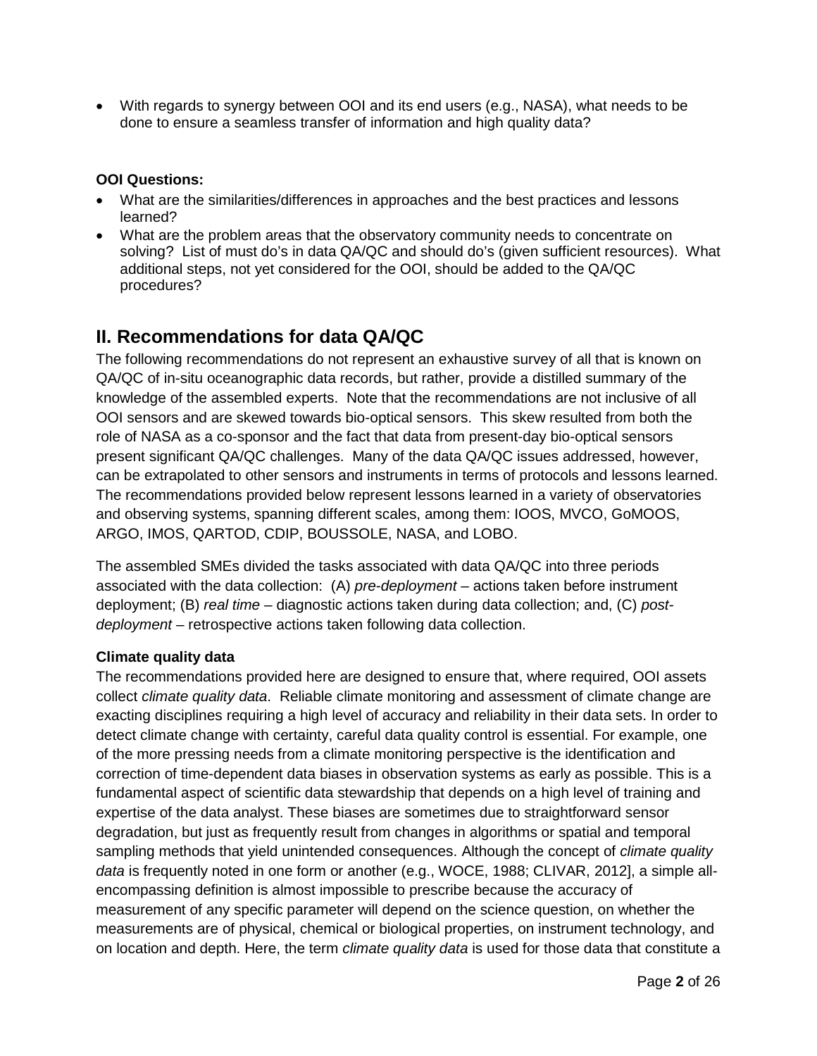- With regards to synergy between OOI and its end users (e.g., NASA), what needs to be done to ensure a seamless transfer of information and high quality data?

**OOI Questions:**

- What are the similarities/differences in approaches and the best practices and lessons learned?
- What are the problem areas that the observatory community needs to concentrate on solving? List of must do's in data QA/QC and should do's (given sufficient resources). What additional steps, not yet considered for the OOI, should be added to the QA/QC procedures?

## II. Recommendations for data QA/QC

The following recommendations do not represent an exhaustive survey of all that is known on QA/QC of in-situ oceanographic data records, but rather, provide a distilled summary of the knowledge of the assembled experts. Note that the recommendations are not inclusive of all OOI sensors and are skewed towards bio-optical sensors. This skew resulted from both the role of NASA as a co-sponsor and the fact that data from present-day bio-optical sensors present significant QA/QC challenges. Many of the data QA/QC issues addressed, however, can be extrapolated to other sensors and instruments in terms of protocols and lessons learned. The recommendations provided below represent lessons learned in a variety of observatories and observing systems, spanning different scales, among them: IOOS, MVCO, GoMOOS, ARGO, IMOS, QARTOD, CDIP, BOUSSOLE, NASA, and LOBO.

The assembled SMEs divided the tasks associated with data QA/QC into three periods associated with the data collection: (A) *pre-deployment* – actions taken before instrument deployment; (B) *real time* – diagnostic actions taken during data collection; and, (C) *post-deployment* – retrospective actions taken following data collection.

### Climate quality data

The recommendations provided here are designed to ensure that, where required, OOI assets collect *climate quality data*. Reliable climate monitoring and assessment of climate change are exacting disciplines requiring a high level of accuracy and reliability in their data sets. In order to detect climate change with certainty, careful data quality control is essential. For example, one of the more pressing needs from a climate monitoring perspective is the identification and correction of time-dependent data biases in observation systems as early as possible. This is a fundamental aspect of scientific data stewardship that depends on a high level of training and expertise of the data analyst. These biases are sometimes due to straightforward sensor degradation, but just as frequently result from changes in algorithms or spatial and temporal sampling methods that yield unintended consequences. Although the concept of *climate quality data* is frequently noted in one form or another (e.g., WOCE, 1988; CLIVAR, 2012], a simple all-encompassing definition is almost impossible to prescribe because the accuracy of measurement of any specific parameter will depend on the science question, on whether the measurements are of physical, chemical or biological properties, on instrument technology, and on location and depth. Here, the term *climate quality data* is used for those data that constitute a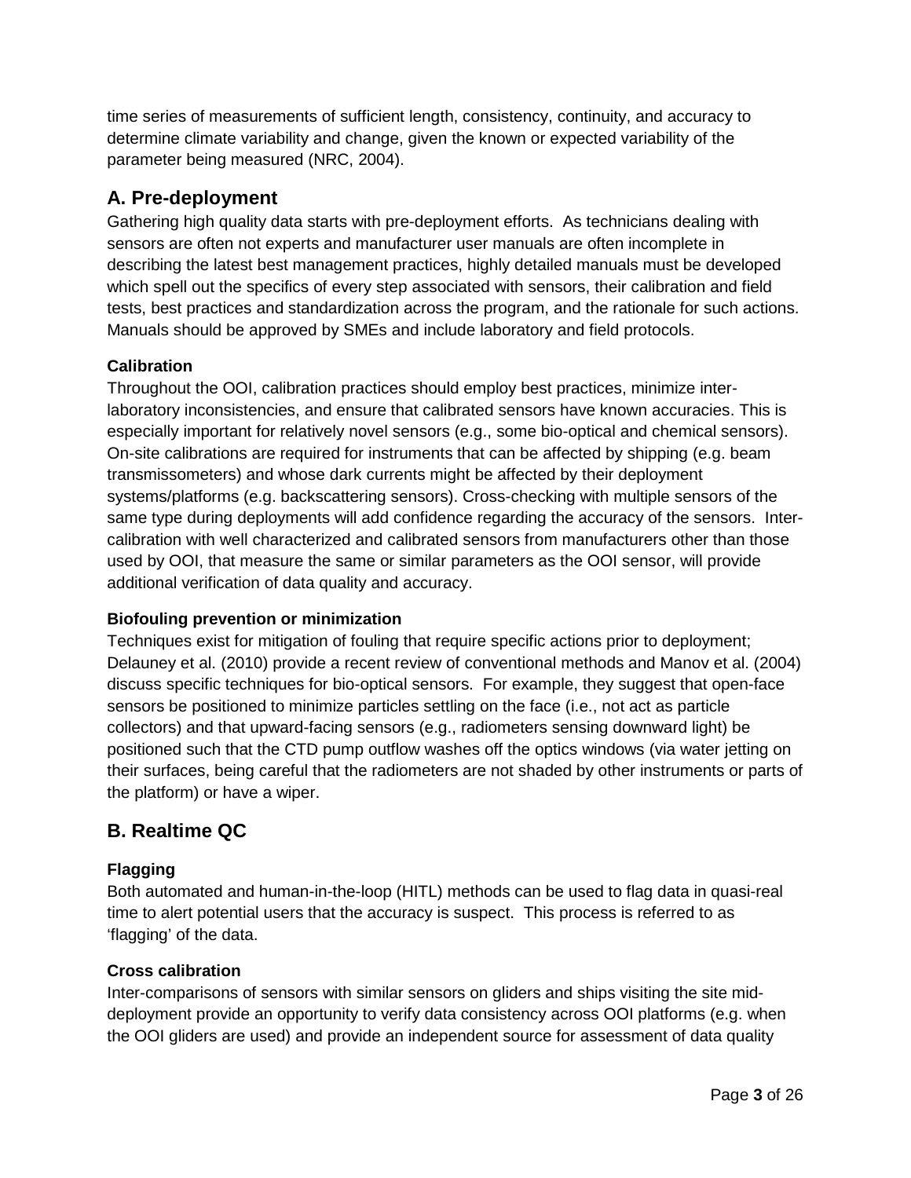time series of measurements of sufficient length, consistency, continuity, and accuracy to determine climate variability and change, given the known or expected variability of the parameter being measured (NRC, 2004).

## A. Pre-deployment

Gathering high quality data starts with pre-deployment efforts. As technicians dealing with sensors are often not experts and manufacturer user manuals are often incomplete in describing the latest best management practices, highly detailed manuals must be developed which spell out the specifics of every step associated with sensors, their calibration and field tests, best practices and standardization across the program, and the rationale for such actions. Manuals should be approved by SMEs and include laboratory and field protocols.

### Calibration

Throughout the OOI, calibration practices should employ best practices, minimize inter-laboratory inconsistencies, and ensure that calibrated sensors have known accuracies. This is especially important for relatively novel sensors (e.g., some bio-optical and chemical sensors). On-site calibrations are required for instruments that can be affected by shipping (e.g. beam transmissometers) and whose dark currents might be affected by their deployment systems/platforms (e.g. backscattering sensors). Cross-checking with multiple sensors of the same type during deployments will add confidence regarding the accuracy of the sensors. Inter-calibration with well characterized and calibrated sensors from manufacturers other than those used by OOI, that measure the same or similar parameters as the OOI sensor, will provide additional verification of data quality and accuracy.

### Biofouling prevention or minimization

Techniques exist for mitigation of fouling that require specific actions prior to deployment; Delauney et al. (2010) provide a recent review of conventional methods and Manov et al. (2004) discuss specific techniques for bio-optical sensors. For example, they suggest that open-face sensors be positioned to minimize particles settling on the face (i.e., not act as particle collectors) and that upward-facing sensors (e.g., radiometers sensing downward light) be positioned such that the CTD pump outflow washes off the optics windows (via water jetting on their surfaces, being careful that the radiometers are not shaded by other instruments or parts of the platform) or have a wiper.

## B. Realtime QC

### Flagging

Both automated and human-in-the-loop (HITL) methods can be used to flag data in quasi-real time to alert potential users that the accuracy is suspect. This process is referred to as 'flagging' of the data.

### Cross calibration

Inter-comparisons of sensors with similar sensors on gliders and ships visiting the site mid-deployment provide an opportunity to verify data consistency across OOI platforms (e.g. when the OOI gliders are used) and provide an independent source for assessment of data quality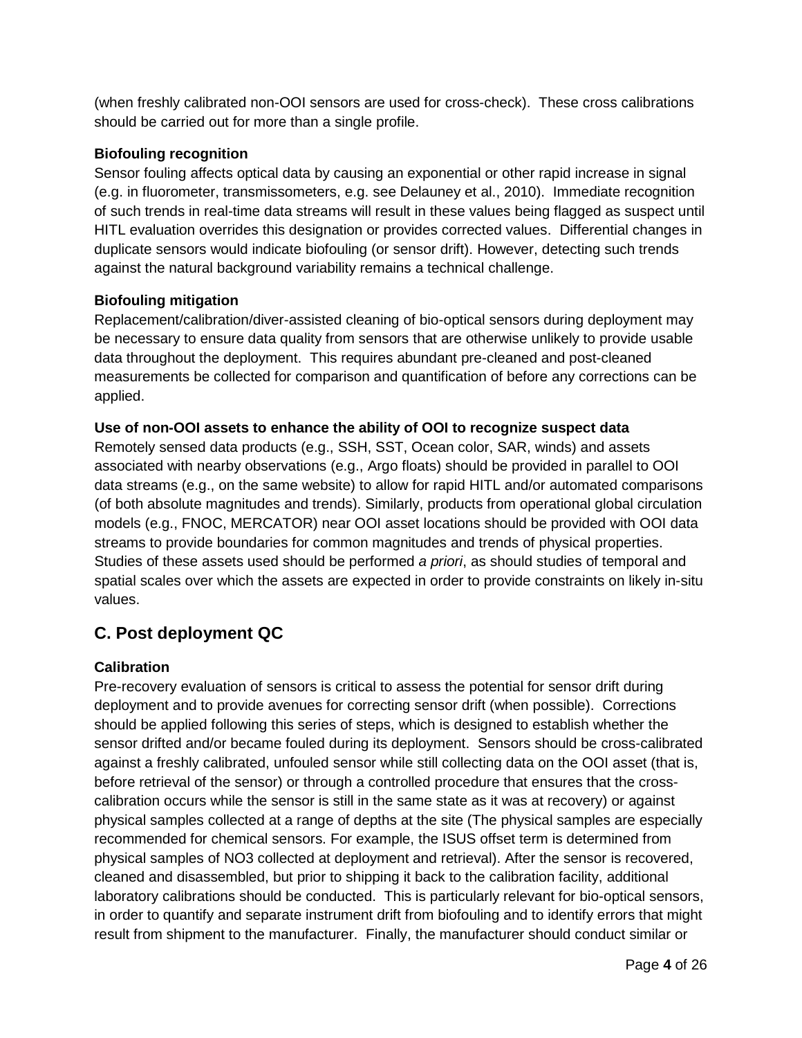(when freshly calibrated non-OOI sensors are used for cross-check). These cross calibrations should be carried out for more than a single profile.

**Biofouling recognition**

Sensor fouling affects optical data by causing an exponential or other rapid increase in signal (e.g. in fluorometer, transmissometers, e.g. see Delauney et al., 2010). Immediate recognition of such trends in real-time data streams will result in these values being flagged as suspect until HITL evaluation overrides this designation or provides corrected values. Differential changes in duplicate sensors would indicate biofouling (or sensor drift). However, detecting such trends against the natural background variability remains a technical challenge.

**Biofouling mitigation**

Replacement/calibration/diver-assisted cleaning of bio-optical sensors during deployment may be necessary to ensure data quality from sensors that are otherwise unlikely to provide usable data throughout the deployment. This requires abundant pre-cleaned and post-cleaned measurements be collected for comparison and quantification of before any corrections can be applied.

**Use of non-OOI assets to enhance the ability of OOI to recognize suspect data**

Remotely sensed data products (e.g., SSH, SST, Ocean color, SAR, winds) and assets associated with nearby observations (e.g., Argo floats) should be provided in parallel to OOI data streams (e.g., on the same website) to allow for rapid HITL and/or automated comparisons (of both absolute magnitudes and trends). Similarly, products from operational global circulation models (e.g., FNOC, MERCATOR) near OOI asset locations should be provided with OOI data streams to provide boundaries for common magnitudes and trends of physical properties. Studies of these assets used should be performed *a priori*, as should studies of temporal and spatial scales over which the assets are expected in order to provide constraints on likely in-situ values.

## C. Post deployment QC

**Calibration**

Pre-recovery evaluation of sensors is critical to assess the potential for sensor drift during deployment and to provide avenues for correcting sensor drift (when possible). Corrections should be applied following this series of steps, which is designed to establish whether the sensor drifted and/or became fouled during its deployment. Sensors should be cross-calibrated against a freshly calibrated, unfouled sensor while still collecting data on the OOI asset (that is, before retrieval of the sensor) or through a controlled procedure that ensures that the cross-calibration occurs while the sensor is still in the same state as it was at recovery) or against physical samples collected at a range of depths at the site (The physical samples are especially recommended for chemical sensors. For example, the ISUS offset term is determined from physical samples of NO3 collected at deployment and retrieval). After the sensor is recovered, cleaned and disassembled, but prior to shipping it back to the calibration facility, additional laboratory calibrations should be conducted. This is particularly relevant for bio-optical sensors, in order to quantify and separate instrument drift from biofouling and to identify errors that might result from shipment to the manufacturer. Finally, the manufacturer should conduct similar or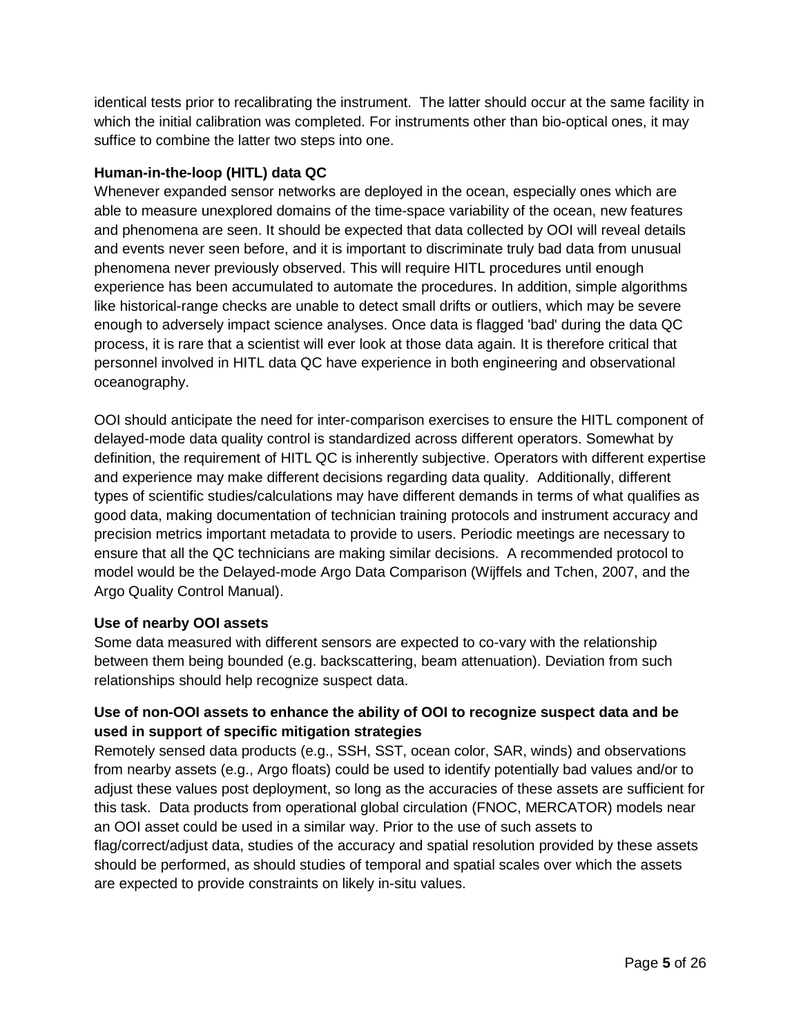identical tests prior to recalibrating the instrument. The latter should occur at the same facility in which the initial calibration was completed. For instruments other than bio-optical ones, it may suffice to combine the latter two steps into one.

**Human-in-the-loop (HITL) data QC**

Whenever expanded sensor networks are deployed in the ocean, especially ones which are able to measure unexplored domains of the time-space variability of the ocean, new features and phenomena are seen. It should be expected that data collected by OOI will reveal details and events never seen before, and it is important to discriminate truly bad data from unusual phenomena never previously observed. This will require HITL procedures until enough experience has been accumulated to automate the procedures. In addition, simple algorithms like historical-range checks are unable to detect small drifts or outliers, which may be severe enough to adversely impact science analyses. Once data is flagged 'bad' during the data QC process, it is rare that a scientist will ever look at those data again. It is therefore critical that personnel involved in HITL data QC have experience in both engineering and observational oceanography.

OOI should anticipate the need for inter-comparison exercises to ensure the HITL component of delayed-mode data quality control is standardized across different operators. Somewhat by definition, the requirement of HITL QC is inherently subjective. Operators with different expertise and experience may make different decisions regarding data quality. Additionally, different types of scientific studies/calculations may have different demands in terms of what qualifies as good data, making documentation of technician training protocols and instrument accuracy and precision metrics important metadata to provide to users. Periodic meetings are necessary to ensure that all the QC technicians are making similar decisions. A recommended protocol to model would be the Delayed-mode Argo Data Comparison (Wijffels and Tchen, 2007, and the Argo Quality Control Manual).

**Use of nearby OOI assets**

Some data measured with different sensors are expected to co-vary with the relationship between them being bounded (e.g. backscattering, beam attenuation). Deviation from such relationships should help recognize suspect data.

**Use of non-OOI assets to enhance the ability of OOI to recognize suspect data and be used in support of specific mitigation strategies**

Remotely sensed data products (e.g., SSH, SST, ocean color, SAR, winds) and observations from nearby assets (e.g., Argo floats) could be used to identify potentially bad values and/or to adjust these values post deployment, so long as the accuracies of these assets are sufficient for this task. Data products from operational global circulation (FNOC, MERCATOR) models near an OOI asset could be used in a similar way. Prior to the use of such assets to flag/correct/adjust data, studies of the accuracy and spatial resolution provided by these assets should be performed, as should studies of temporal and spatial scales over which the assets are expected to provide constraints on likely in-situ values.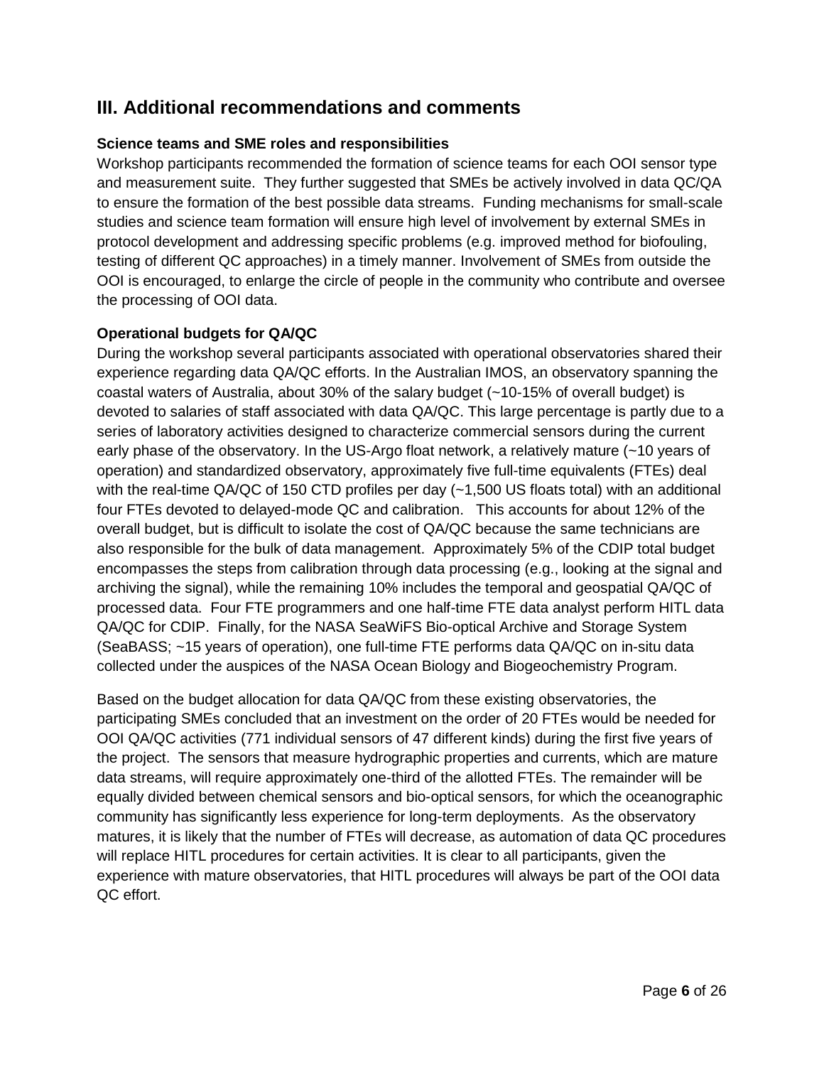## III. Additional recommendations and comments

### Science teams and SME roles and responsibilities

Workshop participants recommended the formation of science teams for each OOI sensor type and measurement suite. They further suggested that SMEs be actively involved in data QC/QA to ensure the formation of the best possible data streams. Funding mechanisms for small-scale studies and science team formation will ensure high level of involvement by external SMEs in protocol development and addressing specific problems (e.g. improved method for biofouling, testing of different QC approaches) in a timely manner. Involvement of SMEs from outside the OOI is encouraged, to enlarge the circle of people in the community who contribute and oversee the processing of OOI data.

### Operational budgets for QA/QC

During the workshop several participants associated with operational observatories shared their experience regarding data QA/QC efforts. In the Australian IMOS, an observatory spanning the coastal waters of Australia, about 30% of the salary budget (~10-15% of overall budget) is devoted to salaries of staff associated with data QA/QC. This large percentage is partly due to a series of laboratory activities designed to characterize commercial sensors during the current early phase of the observatory. In the US-Argo float network, a relatively mature (~10 years of operation) and standardized observatory, approximately five full-time equivalents (FTEs) deal with the real-time QA/QC of 150 CTD profiles per day (~1,500 US floats total) with an additional four FTEs devoted to delayed-mode QC and calibration. This accounts for about 12% of the overall budget, but is difficult to isolate the cost of QA/QC because the same technicians are also responsible for the bulk of data management. Approximately 5% of the CDIP total budget encompasses the steps from calibration through data processing (e.g., looking at the signal and archiving the signal), while the remaining 10% includes the temporal and geospatial QA/QC of processed data. Four FTE programmers and one half-time FTE data analyst perform HITL data QA/QC for CDIP. Finally, for the NASA SeaWiFS Bio-optical Archive and Storage System (SeaBASS; ~15 years of operation), one full-time FTE performs data QA/QC on in-situ data collected under the auspices of the NASA Ocean Biology and Biogeochemistry Program.

Based on the budget allocation for data QA/QC from these existing observatories, the participating SMEs concluded that an investment on the order of 20 FTEs would be needed for OOI QA/QC activities (771 individual sensors of 47 different kinds) during the first five years of the project. The sensors that measure hydrographic properties and currents, which are mature data streams, will require approximately one-third of the allotted FTEs. The remainder will be equally divided between chemical sensors and bio-optical sensors, for which the oceanographic community has significantly less experience for long-term deployments. As the observatory matures, it is likely that the number of FTEs will decrease, as automation of data QC procedures will replace HITL procedures for certain activities. It is clear to all participants, given the experience with mature observatories, that HITL procedures will always be part of the OOI data QC effort.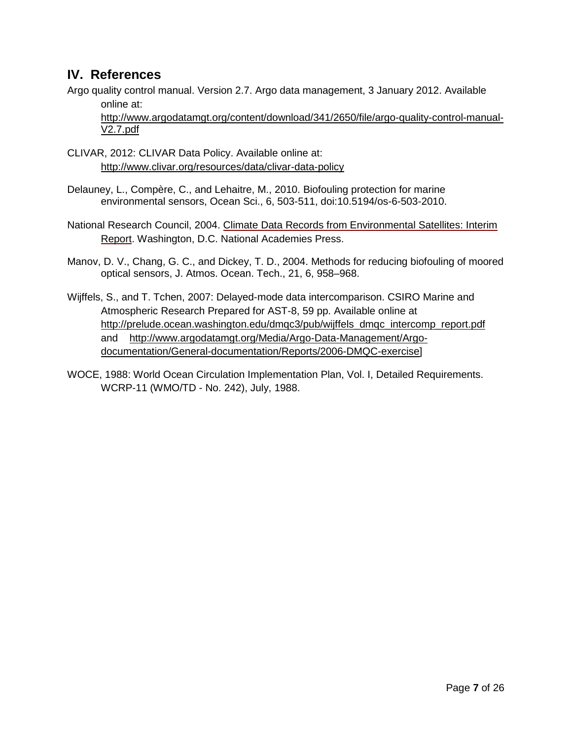## IV. References

Argo quality control manual. Version 2.7. Argo data management, 3 January 2012. Available online at: http://www.argodatamgt.org/content/download/341/2650/file/argo-quality-control-manual-V2.7.pdf

CLIVAR, 2012: CLIVAR Data Policy. Available online at: http://www.clivar.org/resources/data/clivar-data-policy

Delauney, L., Compère, C., and Lehaitre, M., 2010. Biofouling protection for marine environmental sensors, Ocean Sci., 6, 503-511, doi:10.5194/os-6-503-2010.

National Research Council, 2004. Climate Data Records from Environmental Satellites: Interim Report. Washington, D.C. National Academies Press.

Manov, D. V., Chang, G. C., and Dickey, T. D., 2004. Methods for reducing biofouling of moored optical sensors, J. Atmos. Ocean. Tech., 21, 6, 958–968.

Wijffels, S., and T. Tchen, 2007: Delayed-mode data intercomparison. CSIRO Marine and Atmospheric Research Prepared for AST-8, 59 pp. Available online at http://prelude.ocean.washington.edu/dmqc3/pub/wijffels_dmqc_intercomp_report.pdf and http://www.argodatamgt.org/Media/Argo-Data-Management/Argo-documentation/General-documentation/Reports/2006-DMQC-exercise]

WOCE, 1988: World Ocean Circulation Implementation Plan, Vol. I, Detailed Requirements. WCRP-11 (WMO/TD - No. 242), July, 1988.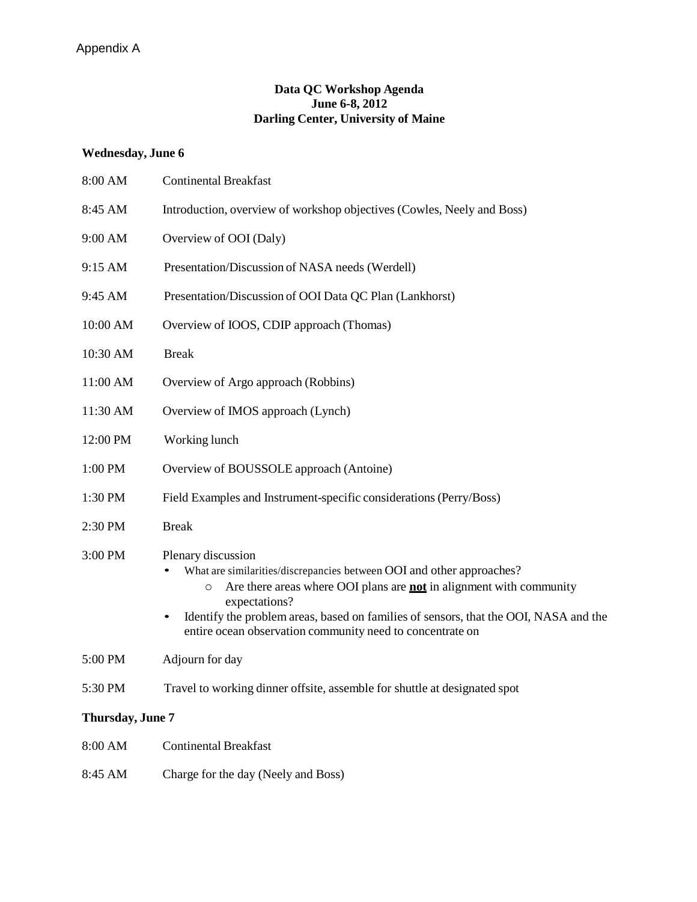Appendix A

# Data QC Workshop Agenda
## June 6-8, 2012
## Darling Center, University of Maine

**Wednesday, June 6**

8:00 AM Continental Breakfast

8:45 AM Introduction, overview of workshop objectives (Cowles, Neely and Boss)

9:00 AM Overview of OOI (Daly)

9:15 AM Presentation/Discussion of NASA needs (Werdell)

9:45 AM Presentation/Discussion of OOI Data QC Plan (Lankhorst)

10:00 AM Overview of IOOS, CDIP approach (Thomas)

10:30 AM Break

11:00 AM Overview of Argo approach (Robbins)

11:30 AM Overview of IMOS approach (Lynch)

12:00 PM Working lunch

1:00 PM Overview of BOUSSOLE approach (Antoine)

1:30 PM Field Examples and Instrument-specific considerations (Perry/Boss)

2:30 PM Break

3:00 PM Plenary discussion

- What are similarities/discrepancies between OOI and other approaches?
  - Are there areas where OOI plans are **not** in alignment with community expectations?
- Identify the problem areas, based on families of sensors, that the OOI, NASA and the entire ocean observation community need to concentrate on

5:00 PM Adjourn for day

5:30 PM Travel to working dinner offsite, assemble for shuttle at designated spot

**Thursday, June 7**

8:00 AM Continental Breakfast

8:45 AM Charge for the day (Neely and Boss)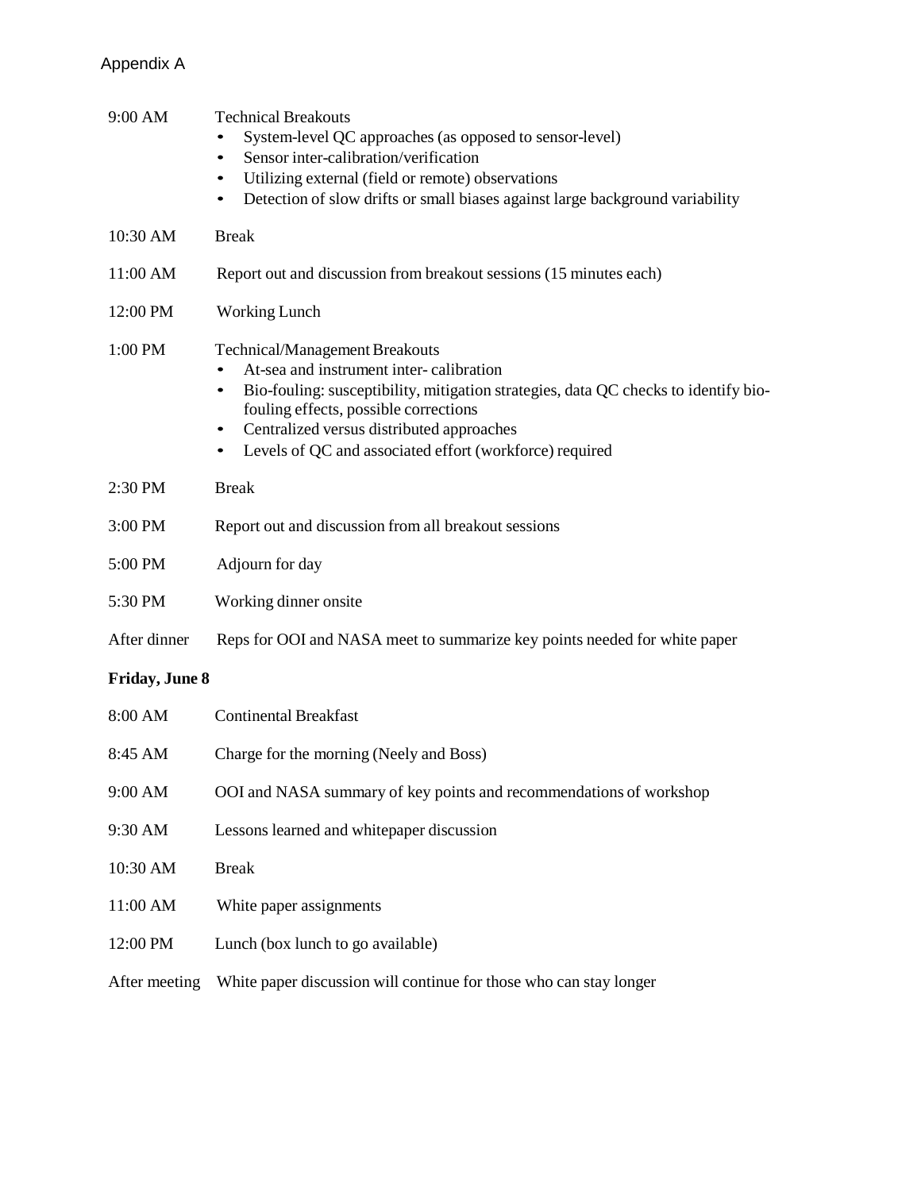Appendix A

9:00 AM Technical Breakouts

- System-level QC approaches (as opposed to sensor-level)
- Sensor inter-calibration/verification
- Utilizing external (field or remote) observations
- Detection of slow drifts or small biases against large background variability

10:30 AM Break

11:00 AM Report out and discussion from breakout sessions (15 minutes each)

12:00 PM Working Lunch

1:00 PM Technical/Management Breakouts

- At-sea and instrument inter- calibration
- Bio-fouling: susceptibility, mitigation strategies, data QC checks to identify bio-fouling effects, possible corrections
- Centralized versus distributed approaches
- Levels of QC and associated effort (workforce) required

2:30 PM Break

3:00 PM Report out and discussion from all breakout sessions

5:00 PM Adjourn for day

5:30 PM Working dinner onsite

After dinner Reps for OOI and NASA meet to summarize key points needed for white paper

**Friday, June 8**

8:00 AM Continental Breakfast

8:45 AM Charge for the morning (Neely and Boss)

9:00 AM OOI and NASA summary of key points and recommendations of workshop

9:30 AM Lessons learned and whitepaper discussion

10:30 AM Break

11:00 AM White paper assignments

12:00 PM Lunch (box lunch to go available)

After meeting White paper discussion will continue for those who can stay longer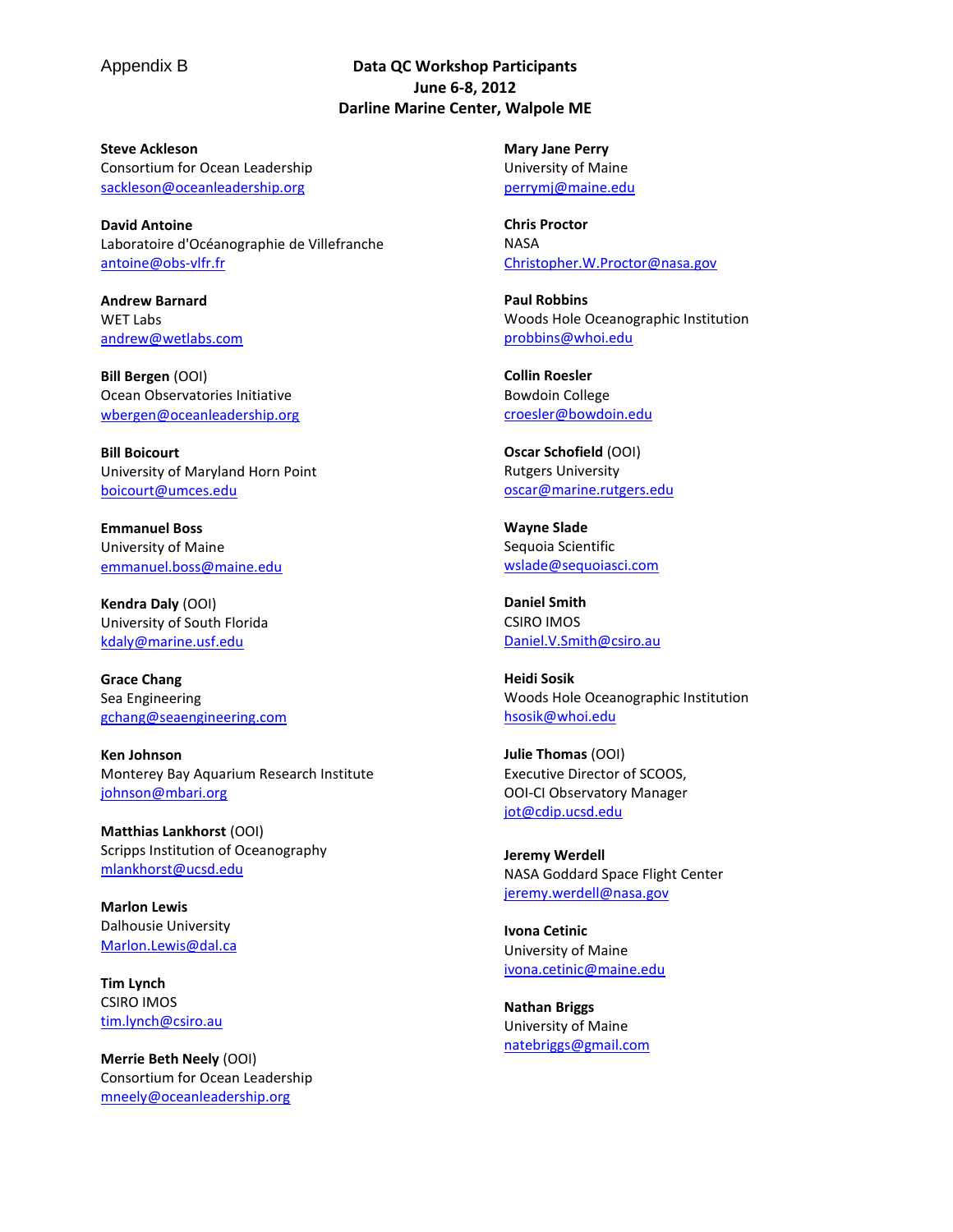Appendix B

## Data QC Workshop Participants
## June 6-8, 2012
## Darline Marine Center, Walpole ME

**Steve Ackleson**
Consortium for Ocean Leadership
sackleson@oceanleadership.org

**David Antoine**
Laboratoire d'Océanographie de Villefranche
antoine@obs-vlfr.fr

**Andrew Barnard**
WET Labs
andrew@wetlabs.com

**Bill Bergen** (OOI)
Ocean Observatories Initiative
wbergen@oceanleadership.org

**Bill Boicourt**
University of Maryland Horn Point
boicourt@umces.edu

**Emmanuel Boss**
University of Maine
emmanuel.boss@maine.edu

**Kendra Daly** (OOI)
University of South Florida
kdaly@marine.usf.edu

**Grace Chang**
Sea Engineering
gchang@seaengineering.com

**Ken Johnson**
Monterey Bay Aquarium Research Institute
johnson@mbari.org

**Matthias Lankhorst** (OOI)
Scripps Institution of Oceanography
mlankhorst@ucsd.edu

**Marlon Lewis**
Dalhousie University
Marlon.Lewis@dal.ca

**Tim Lynch**
CSIRO IMOS
tim.lynch@csiro.au

**Merrie Beth Neely** (OOI)
Consortium for Ocean Leadership
mneely@oceanleadership.org

**Mary Jane Perry**
University of Maine
perrymj@maine.edu

**Chris Proctor**
NASA
Christopher.W.Proctor@nasa.gov

**Paul Robbins**
Woods Hole Oceanographic Institution
probbins@whoi.edu

**Collin Roesler**
Bowdoin College
croesler@bowdoin.edu

**Oscar Schofield** (OOI)
Rutgers University
oscar@marine.rutgers.edu

**Wayne Slade**
Sequoia Scientific
wslade@sequoiasci.com

**Daniel Smith**
CSIRO IMOS
Daniel.V.Smith@csiro.au

**Heidi Sosik**
Woods Hole Oceanographic Institution
hsosik@whoi.edu

**Julie Thomas** (OOI)
Executive Director of SCOOS,
OOI-CI Observatory Manager
jot@cdip.ucsd.edu

**Jeremy Werdell**
NASA Goddard Space Flight Center
jeremy.werdell@nasa.gov

**Ivona Cetinic**
University of Maine
ivona.cetinic@maine.edu

**Nathan Briggs**
University of Maine
natebriggs@gmail.com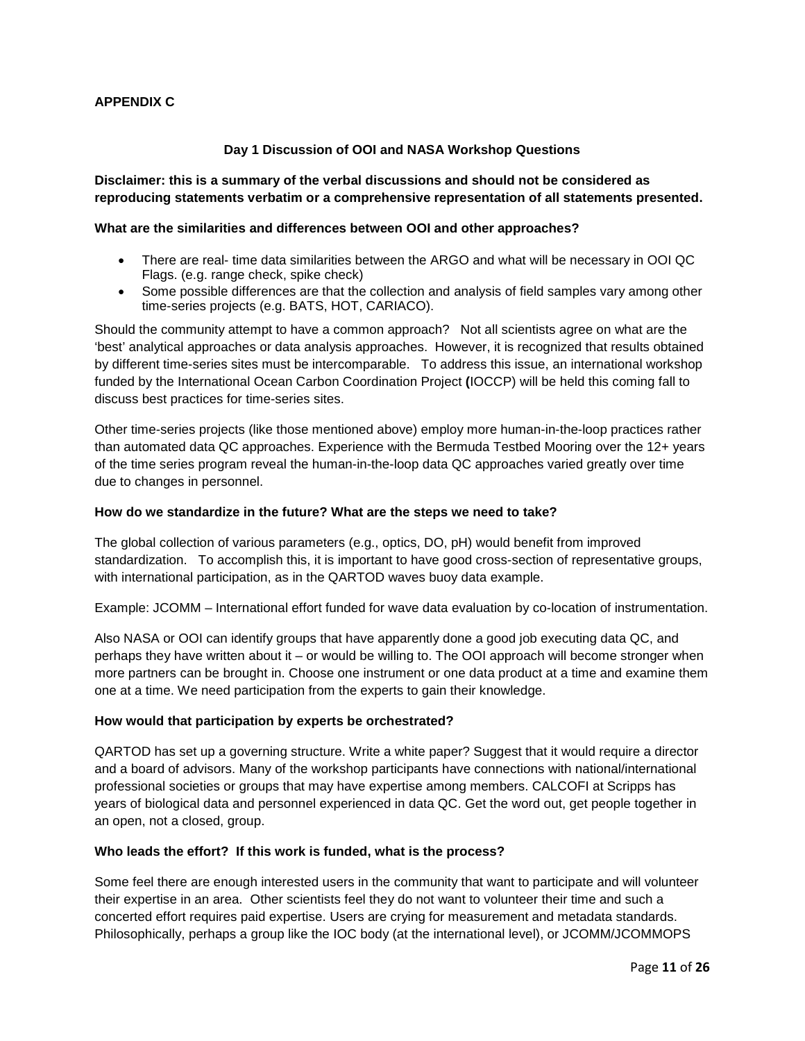**APPENDIX C**

**Day 1 Discussion of OOI and NASA Workshop Questions**

**Disclaimer: this is a summary of the verbal discussions and should not be considered as reproducing statements verbatim or a comprehensive representation of all statements presented.**

**What are the similarities and differences between OOI and other approaches?**

- There are real- time data similarities between the ARGO and what will be necessary in OOI QC Flags. (e.g. range check, spike check)
- Some possible differences are that the collection and analysis of field samples vary among other time-series projects (e.g. BATS, HOT, CARIACO).

Should the community attempt to have a common approach? Not all scientists agree on what are the 'best' analytical approaches or data analysis approaches. However, it is recognized that results obtained by different time-series sites must be intercomparable. To address this issue, an international workshop funded by the International Ocean Carbon Coordination Project **(**IOCCP) will be held this coming fall to discuss best practices for time-series sites.

Other time-series projects (like those mentioned above) employ more human-in-the-loop practices rather than automated data QC approaches. Experience with the Bermuda Testbed Mooring over the 12+ years of the time series program reveal the human-in-the-loop data QC approaches varied greatly over time due to changes in personnel.

**How do we standardize in the future? What are the steps we need to take?**

The global collection of various parameters (e.g., optics, DO, pH) would benefit from improved standardization. To accomplish this, it is important to have good cross-section of representative groups, with international participation, as in the QARTOD waves buoy data example.

Example: JCOMM – International effort funded for wave data evaluation by co-location of instrumentation.

Also NASA or OOI can identify groups that have apparently done a good job executing data QC, and perhaps they have written about it – or would be willing to. The OOI approach will become stronger when more partners can be brought in. Choose one instrument or one data product at a time and examine them one at a time. We need participation from the experts to gain their knowledge.

**How would that participation by experts be orchestrated?**

QARTOD has set up a governing structure. Write a white paper? Suggest that it would require a director and a board of advisors. Many of the workshop participants have connections with national/international professional societies or groups that may have expertise among members. CALCOFI at Scripps has years of biological data and personnel experienced in data QC. Get the word out, get people together in an open, not a closed, group.

**Who leads the effort? If this work is funded, what is the process?**

Some feel there are enough interested users in the community that want to participate and will volunteer their expertise in an area. Other scientists feel they do not want to volunteer their time and such a concerted effort requires paid expertise. Users are crying for measurement and metadata standards. Philosophically, perhaps a group like the IOC body (at the international level), or JCOMM/JCOMMOPS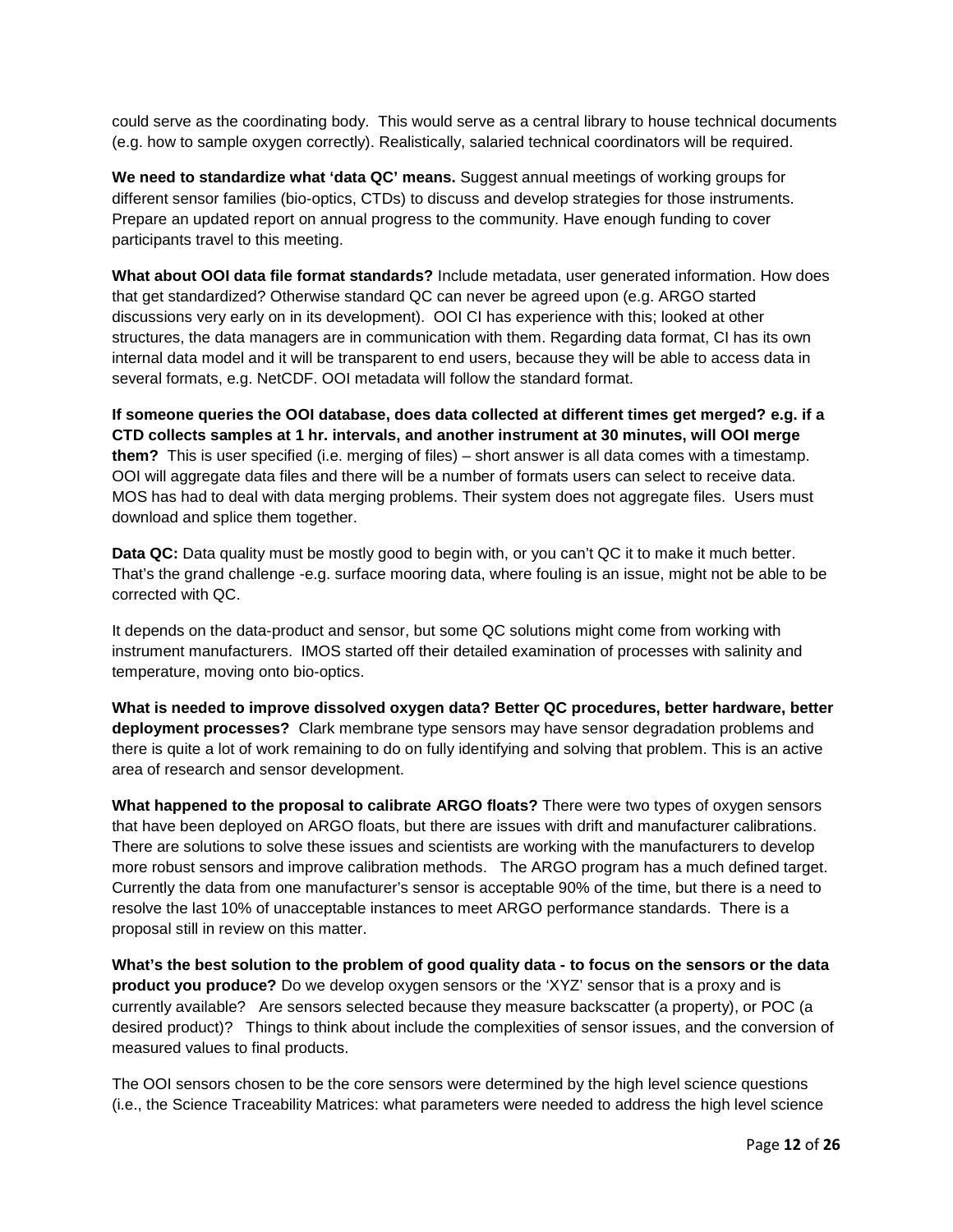could serve as the coordinating body. This would serve as a central library to house technical documents (e.g. how to sample oxygen correctly). Realistically, salaried technical coordinators will be required.

**We need to standardize what 'data QC' means.** Suggest annual meetings of working groups for different sensor families (bio-optics, CTDs) to discuss and develop strategies for those instruments. Prepare an updated report on annual progress to the community. Have enough funding to cover participants travel to this meeting.

**What about OOI data file format standards?** Include metadata, user generated information. How does that get standardized? Otherwise standard QC can never be agreed upon (e.g. ARGO started discussions very early on in its development). OOI CI has experience with this; looked at other structures, the data managers are in communication with them. Regarding data format, CI has its own internal data model and it will be transparent to end users, because they will be able to access data in several formats, e.g. NetCDF. OOI metadata will follow the standard format.

**If someone queries the OOI database, does data collected at different times get merged? e.g. if a CTD collects samples at 1 hr. intervals, and another instrument at 30 minutes, will OOI merge them?** This is user specified (i.e. merging of files) – short answer is all data comes with a timestamp. OOI will aggregate data files and there will be a number of formats users can select to receive data. MOS has had to deal with data merging problems. Their system does not aggregate files. Users must download and splice them together.

**Data QC:** Data quality must be mostly good to begin with, or you can't QC it to make it much better. That's the grand challenge -e.g. surface mooring data, where fouling is an issue, might not be able to be corrected with QC.

It depends on the data-product and sensor, but some QC solutions might come from working with instrument manufacturers. IMOS started off their detailed examination of processes with salinity and temperature, moving onto bio-optics.

**What is needed to improve dissolved oxygen data? Better QC procedures, better hardware, better deployment processes?** Clark membrane type sensors may have sensor degradation problems and there is quite a lot of work remaining to do on fully identifying and solving that problem. This is an active area of research and sensor development.

**What happened to the proposal to calibrate ARGO floats?** There were two types of oxygen sensors that have been deployed on ARGO floats, but there are issues with drift and manufacturer calibrations. There are solutions to solve these issues and scientists are working with the manufacturers to develop more robust sensors and improve calibration methods. The ARGO program has a much defined target. Currently the data from one manufacturer's sensor is acceptable 90% of the time, but there is a need to resolve the last 10% of unacceptable instances to meet ARGO performance standards. There is a proposal still in review on this matter.

**What's the best solution to the problem of good quality data - to focus on the sensors or the data product you produce?** Do we develop oxygen sensors or the 'XYZ' sensor that is a proxy and is currently available? Are sensors selected because they measure backscatter (a property), or POC (a desired product)? Things to think about include the complexities of sensor issues, and the conversion of measured values to final products.

The OOI sensors chosen to be the core sensors were determined by the high level science questions (i.e., the Science Traceability Matrices: what parameters were needed to address the high level science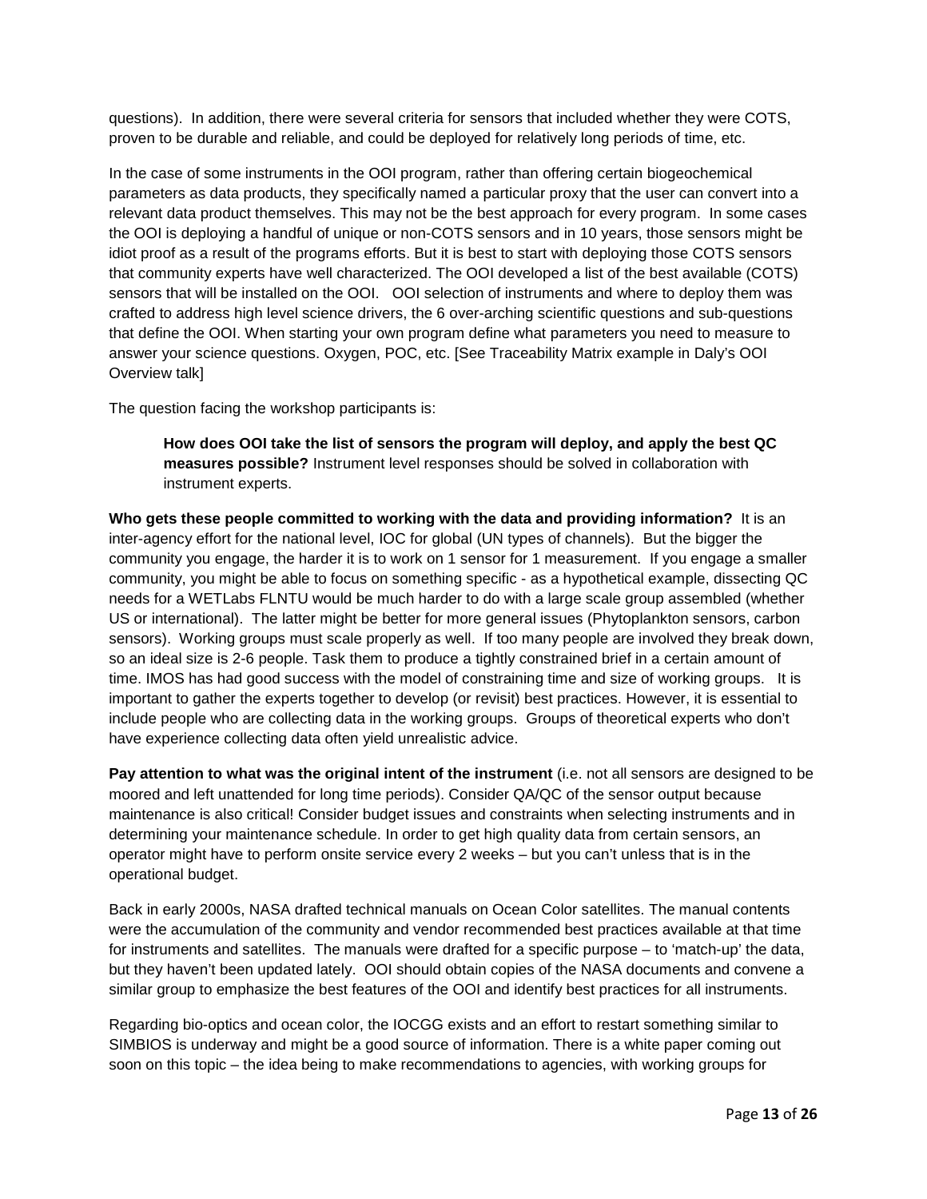questions). In addition, there were several criteria for sensors that included whether they were COTS, proven to be durable and reliable, and could be deployed for relatively long periods of time, etc.

In the case of some instruments in the OOI program, rather than offering certain biogeochemical parameters as data products, they specifically named a particular proxy that the user can convert into a relevant data product themselves. This may not be the best approach for every program. In some cases the OOI is deploying a handful of unique or non-COTS sensors and in 10 years, those sensors might be idiot proof as a result of the programs efforts. But it is best to start with deploying those COTS sensors that community experts have well characterized. The OOI developed a list of the best available (COTS) sensors that will be installed on the OOI. OOI selection of instruments and where to deploy them was crafted to address high level science drivers, the 6 over-arching scientific questions and sub-questions that define the OOI. When starting your own program define what parameters you need to measure to answer your science questions. Oxygen, POC, etc. [See Traceability Matrix example in Daly's OOI Overview talk]

The question facing the workshop participants is:

> **How does OOI take the list of sensors the program will deploy, and apply the best QC measures possible?** Instrument level responses should be solved in collaboration with instrument experts.

**Who gets these people committed to working with the data and providing information?** It is an inter-agency effort for the national level, IOC for global (UN types of channels). But the bigger the community you engage, the harder it is to work on 1 sensor for 1 measurement. If you engage a smaller community, you might be able to focus on something specific - as a hypothetical example, dissecting QC needs for a WETLabs FLNTU would be much harder to do with a large scale group assembled (whether US or international). The latter might be better for more general issues (Phytoplankton sensors, carbon sensors). Working groups must scale properly as well. If too many people are involved they break down, so an ideal size is 2-6 people. Task them to produce a tightly constrained brief in a certain amount of time. IMOS has had good success with the model of constraining time and size of working groups. It is important to gather the experts together to develop (or revisit) best practices. However, it is essential to include people who are collecting data in the working groups. Groups of theoretical experts who don't have experience collecting data often yield unrealistic advice.

**Pay attention to what was the original intent of the instrument** (i.e. not all sensors are designed to be moored and left unattended for long time periods). Consider QA/QC of the sensor output because maintenance is also critical! Consider budget issues and constraints when selecting instruments and in determining your maintenance schedule. In order to get high quality data from certain sensors, an operator might have to perform onsite service every 2 weeks – but you can't unless that is in the operational budget.

Back in early 2000s, NASA drafted technical manuals on Ocean Color satellites. The manual contents were the accumulation of the community and vendor recommended best practices available at that time for instruments and satellites. The manuals were drafted for a specific purpose – to 'match-up' the data, but they haven't been updated lately. OOI should obtain copies of the NASA documents and convene a similar group to emphasize the best features of the OOI and identify best practices for all instruments.

Regarding bio-optics and ocean color, the IOCGG exists and an effort to restart something similar to SIMBIOS is underway and might be a good source of information. There is a white paper coming out soon on this topic – the idea being to make recommendations to agencies, with working groups for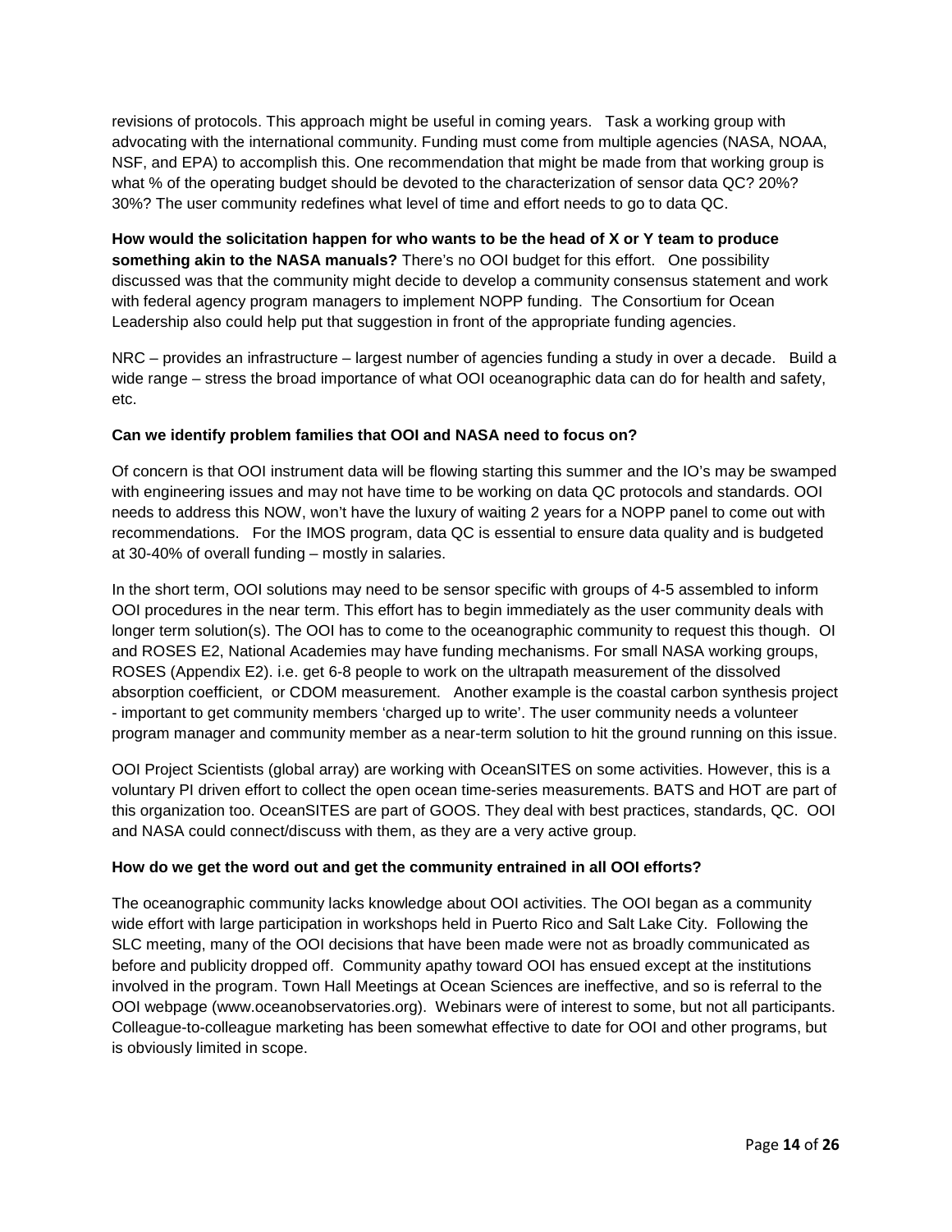revisions of protocols. This approach might be useful in coming years. Task a working group with advocating with the international community. Funding must come from multiple agencies (NASA, NOAA, NSF, and EPA) to accomplish this. One recommendation that might be made from that working group is what % of the operating budget should be devoted to the characterization of sensor data QC? 20%? 30%? The user community redefines what level of time and effort needs to go to data QC.

**How would the solicitation happen for who wants to be the head of X or Y team to produce something akin to the NASA manuals?** There's no OOI budget for this effort. One possibility discussed was that the community might decide to develop a community consensus statement and work with federal agency program managers to implement NOPP funding. The Consortium for Ocean Leadership also could help put that suggestion in front of the appropriate funding agencies.

NRC – provides an infrastructure – largest number of agencies funding a study in over a decade. Build a wide range – stress the broad importance of what OOI oceanographic data can do for health and safety, etc.

**Can we identify problem families that OOI and NASA need to focus on?**

Of concern is that OOI instrument data will be flowing starting this summer and the IO's may be swamped with engineering issues and may not have time to be working on data QC protocols and standards. OOI needs to address this NOW, won't have the luxury of waiting 2 years for a NOPP panel to come out with recommendations. For the IMOS program, data QC is essential to ensure data quality and is budgeted at 30-40% of overall funding – mostly in salaries.

In the short term, OOI solutions may need to be sensor specific with groups of 4-5 assembled to inform OOI procedures in the near term. This effort has to begin immediately as the user community deals with longer term solution(s). The OOI has to come to the oceanographic community to request this though. OI and ROSES E2, National Academies may have funding mechanisms. For small NASA working groups, ROSES (Appendix E2). i.e. get 6-8 people to work on the ultrapath measurement of the dissolved absorption coefficient, or CDOM measurement. Another example is the coastal carbon synthesis project - important to get community members 'charged up to write'. The user community needs a volunteer program manager and community member as a near-term solution to hit the ground running on this issue.

OOI Project Scientists (global array) are working with OceanSITES on some activities. However, this is a voluntary PI driven effort to collect the open ocean time-series measurements. BATS and HOT are part of this organization too. OceanSITES are part of GOOS. They deal with best practices, standards, QC. OOI and NASA could connect/discuss with them, as they are a very active group.

**How do we get the word out and get the community entrained in all OOI efforts?**

The oceanographic community lacks knowledge about OOI activities. The OOI began as a community wide effort with large participation in workshops held in Puerto Rico and Salt Lake City. Following the SLC meeting, many of the OOI decisions that have been made were not as broadly communicated as before and publicity dropped off. Community apathy toward OOI has ensued except at the institutions involved in the program. Town Hall Meetings at Ocean Sciences are ineffective, and so is referral to the OOI webpage (www.oceanobservatories.org). Webinars were of interest to some, but not all participants. Colleague-to-colleague marketing has been somewhat effective to date for OOI and other programs, but is obviously limited in scope.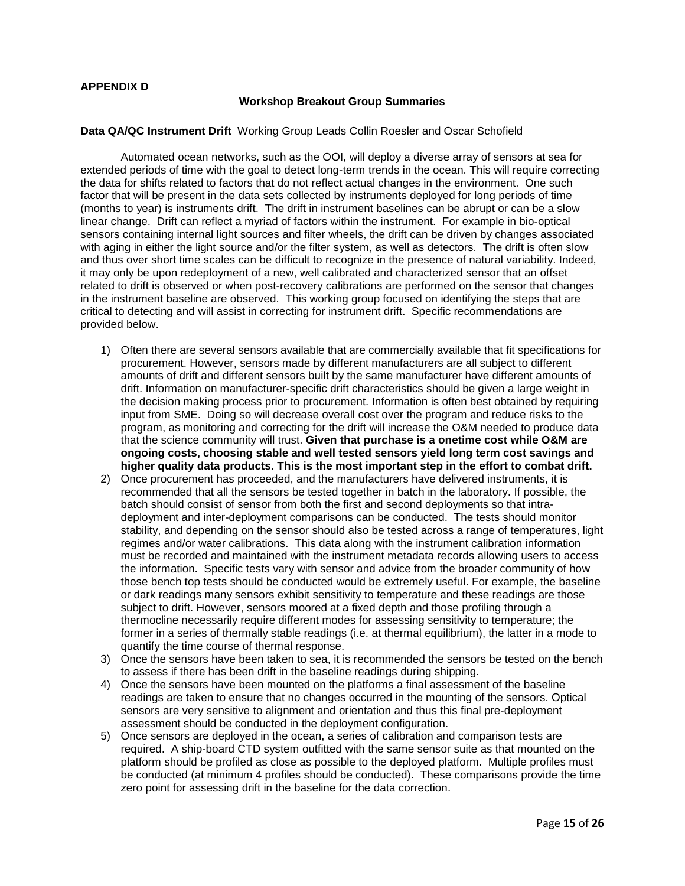**APPENDIX D**

**Workshop Breakout Group Summaries**

**Data QA/QC Instrument Drift** Working Group Leads Collin Roesler and Oscar Schofield

Automated ocean networks, such as the OOI, will deploy a diverse array of sensors at sea for extended periods of time with the goal to detect long-term trends in the ocean. This will require correcting the data for shifts related to factors that do not reflect actual changes in the environment. One such factor that will be present in the data sets collected by instruments deployed for long periods of time (months to year) is instruments drift. The drift in instrument baselines can be abrupt or can be a slow linear change. Drift can reflect a myriad of factors within the instrument. For example in bio-optical sensors containing internal light sources and filter wheels, the drift can be driven by changes associated with aging in either the light source and/or the filter system, as well as detectors. The drift is often slow and thus over short time scales can be difficult to recognize in the presence of natural variability. Indeed, it may only be upon redeployment of a new, well calibrated and characterized sensor that an offset related to drift is observed or when post-recovery calibrations are performed on the sensor that changes in the instrument baseline are observed. This working group focused on identifying the steps that are critical to detecting and will assist in correcting for instrument drift. Specific recommendations are provided below.

1) Often there are several sensors available that are commercially available that fit specifications for procurement. However, sensors made by different manufacturers are all subject to different amounts of drift and different sensors built by the same manufacturer have different amounts of drift. Information on manufacturer-specific drift characteristics should be given a large weight in the decision making process prior to procurement. Information is often best obtained by requiring input from SME. Doing so will decrease overall cost over the program and reduce risks to the program, as monitoring and correcting for the drift will increase the O&M needed to produce data that the science community will trust. **Given that purchase is a onetime cost while O&M are ongoing costs, choosing stable and well tested sensors yield long term cost savings and higher quality data products. This is the most important step in the effort to combat drift.**
2) Once procurement has proceeded, and the manufacturers have delivered instruments, it is recommended that all the sensors be tested together in batch in the laboratory. If possible, the batch should consist of sensor from both the first and second deployments so that intra-deployment and inter-deployment comparisons can be conducted. The tests should monitor stability, and depending on the sensor should also be tested across a range of temperatures, light regimes and/or water calibrations. This data along with the instrument calibration information must be recorded and maintained with the instrument metadata records allowing users to access the information. Specific tests vary with sensor and advice from the broader community of how those bench top tests should be conducted would be extremely useful. For example, the baseline or dark readings many sensors exhibit sensitivity to temperature and these readings are those subject to drift. However, sensors moored at a fixed depth and those profiling through a thermocline necessarily require different modes for assessing sensitivity to temperature; the former in a series of thermally stable readings (i.e. at thermal equilibrium), the latter in a mode to quantify the time course of thermal response.
3) Once the sensors have been taken to sea, it is recommended the sensors be tested on the bench to assess if there has been drift in the baseline readings during shipping.
4) Once the sensors have been mounted on the platforms a final assessment of the baseline readings are taken to ensure that no changes occurred in the mounting of the sensors. Optical sensors are very sensitive to alignment and orientation and thus this final pre-deployment assessment should be conducted in the deployment configuration.
5) Once sensors are deployed in the ocean, a series of calibration and comparison tests are required. A ship-board CTD system outfitted with the same sensor suite as that mounted on the platform should be profiled as close as possible to the deployed platform. Multiple profiles must be conducted (at minimum 4 profiles should be conducted). These comparisons provide the time zero point for assessing drift in the baseline for the data correction.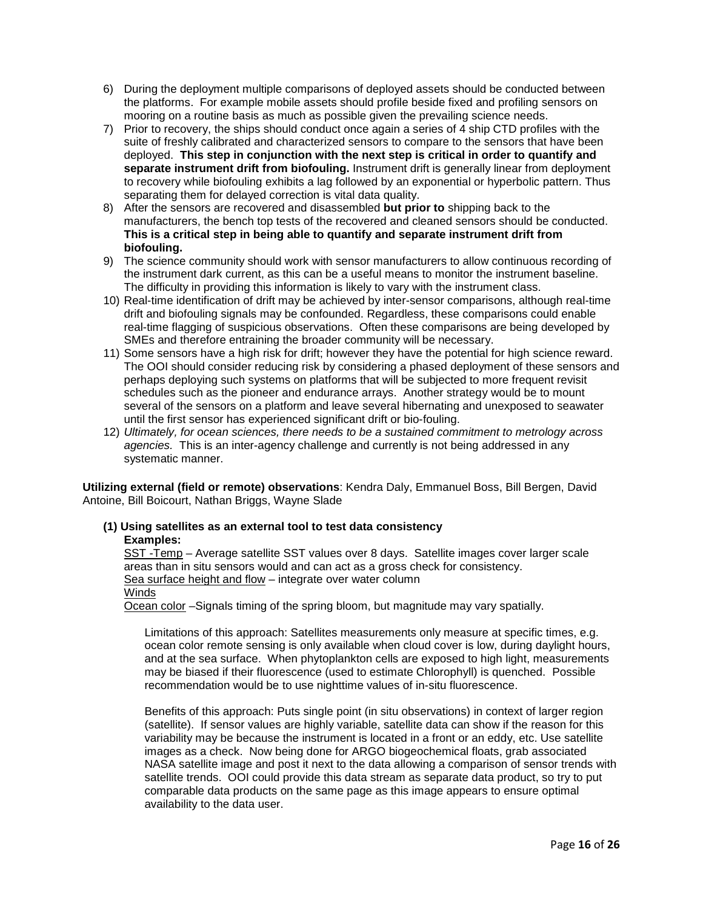6) During the deployment multiple comparisons of deployed assets should be conducted between the platforms. For example mobile assets should profile beside fixed and profiling sensors on mooring on a routine basis as much as possible given the prevailing science needs.
7) Prior to recovery, the ships should conduct once again a series of 4 ship CTD profiles with the suite of freshly calibrated and characterized sensors to compare to the sensors that have been deployed. **This step in conjunction with the next step is critical in order to quantify and separate instrument drift from biofouling.** Instrument drift is generally linear from deployment to recovery while biofouling exhibits a lag followed by an exponential or hyperbolic pattern. Thus separating them for delayed correction is vital data quality.
8) After the sensors are recovered and disassembled **but prior to** shipping back to the manufacturers, the bench top tests of the recovered and cleaned sensors should be conducted. **This is a critical step in being able to quantify and separate instrument drift from biofouling.**
9) The science community should work with sensor manufacturers to allow continuous recording of the instrument dark current, as this can be a useful means to monitor the instrument baseline. The difficulty in providing this information is likely to vary with the instrument class.
10) Real-time identification of drift may be achieved by inter-sensor comparisons, although real-time drift and biofouling signals may be confounded. Regardless, these comparisons could enable real-time flagging of suspicious observations. Often these comparisons are being developed by SMEs and therefore entraining the broader community will be necessary.
11) Some sensors have a high risk for drift; however they have the potential for high science reward. The OOI should consider reducing risk by considering a phased deployment of these sensors and perhaps deploying such systems on platforms that will be subjected to more frequent revisit schedules such as the pioneer and endurance arrays. Another strategy would be to mount several of the sensors on a platform and leave several hibernating and unexposed to seawater until the first sensor has experienced significant drift or bio-fouling.
12) *Ultimately, for ocean sciences, there needs to be a sustained commitment to metrology across agencies.* This is an inter-agency challenge and currently is not being addressed in any systematic manner.

**Utilizing external (field or remote) observations**: Kendra Daly, Emmanuel Boss, Bill Bergen, David Antoine, Bill Boicourt, Nathan Briggs, Wayne Slade

**(1) Using satellites as an external tool to test data consistency**

**Examples:**

SST -Temp – Average satellite SST values over 8 days. Satellite images cover larger scale areas than in situ sensors would and can act as a gross check for consistency.

Sea surface height and flow – integrate over water column

Winds

Ocean color –Signals timing of the spring bloom, but magnitude may vary spatially.

Limitations of this approach: Satellites measurements only measure at specific times, e.g. ocean color remote sensing is only available when cloud cover is low, during daylight hours, and at the sea surface. When phytoplankton cells are exposed to high light, measurements may be biased if their fluorescence (used to estimate Chlorophyll) is quenched. Possible recommendation would be to use nighttime values of in-situ fluorescence.

Benefits of this approach: Puts single point (in situ observations) in context of larger region (satellite). If sensor values are highly variable, satellite data can show if the reason for this variability may be because the instrument is located in a front or an eddy, etc. Use satellite images as a check. Now being done for ARGO biogeochemical floats, grab associated NASA satellite image and post it next to the data allowing a comparison of sensor trends with satellite trends. OOI could provide this data stream as separate data product, so try to put comparable data products on the same page as this image appears to ensure optimal availability to the data user.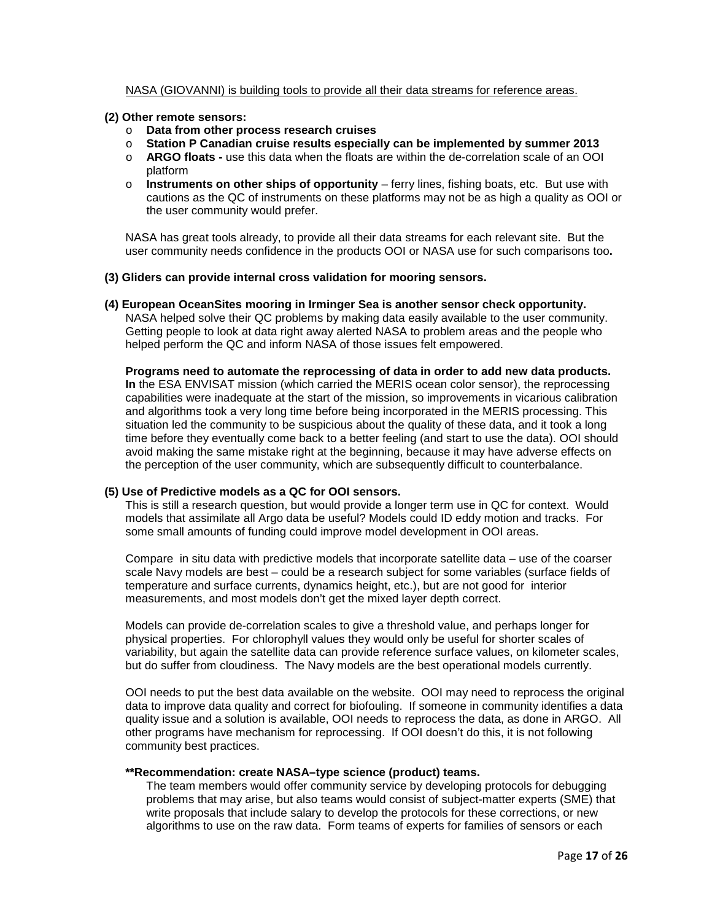<u>NASA (GIOVANNI) is building tools to provide all their data streams for reference areas.</u>

**(2) Other remote sensors:**

- **Data from other process research cruises**
- **Station P Canadian cruise results especially can be implemented by summer 2013**
- **ARGO floats -** use this data when the floats are within the de-correlation scale of an OOI platform
- **Instruments on other ships of opportunity** – ferry lines, fishing boats, etc. But use with cautions as the QC of instruments on these platforms may not be as high a quality as OOI or the user community would prefer.

NASA has great tools already, to provide all their data streams for each relevant site. But the user community needs confidence in the products OOI or NASA use for such comparisons too**.**

**(3) Gliders can provide internal cross validation for mooring sensors.**

**(4) European OceanSites mooring in Irminger Sea is another sensor check opportunity.**

NASA helped solve their QC problems by making data easily available to the user community. Getting people to look at data right away alerted NASA to problem areas and the people who helped perform the QC and inform NASA of those issues felt empowered.

**Programs need to automate the reprocessing of data in order to add new data products. In** the ESA ENVISAT mission (which carried the MERIS ocean color sensor), the reprocessing capabilities were inadequate at the start of the mission, so improvements in vicarious calibration and algorithms took a very long time before being incorporated in the MERIS processing. This situation led the community to be suspicious about the quality of these data, and it took a long time before they eventually come back to a better feeling (and start to use the data). OOI should avoid making the same mistake right at the beginning, because it may have adverse effects on the perception of the user community, which are subsequently difficult to counterbalance.

**(5) Use of Predictive models as a QC for OOI sensors.**

This is still a research question, but would provide a longer term use in QC for context. Would models that assimilate all Argo data be useful? Models could ID eddy motion and tracks. For some small amounts of funding could improve model development in OOI areas.

Compare in situ data with predictive models that incorporate satellite data – use of the coarser scale Navy models are best – could be a research subject for some variables (surface fields of temperature and surface currents, dynamics height, etc.), but are not good for interior measurements, and most models don't get the mixed layer depth correct.

Models can provide de-correlation scales to give a threshold value, and perhaps longer for physical properties. For chlorophyll values they would only be useful for shorter scales of variability, but again the satellite data can provide reference surface values, on kilometer scales, but do suffer from cloudiness. The Navy models are the best operational models currently.

OOI needs to put the best data available on the website. OOI may need to reprocess the original data to improve data quality and correct for biofouling. If someone in community identifies a data quality issue and a solution is available, OOI needs to reprocess the data, as done in ARGO. All other programs have mechanism for reprocessing. If OOI doesn't do this, it is not following community best practices.

**\*\*Recommendation: create NASA–type science (product) teams.**

The team members would offer community service by developing protocols for debugging problems that may arise, but also teams would consist of subject-matter experts (SME) that write proposals that include salary to develop the protocols for these corrections, or new algorithms to use on the raw data. Form teams of experts for families of sensors or each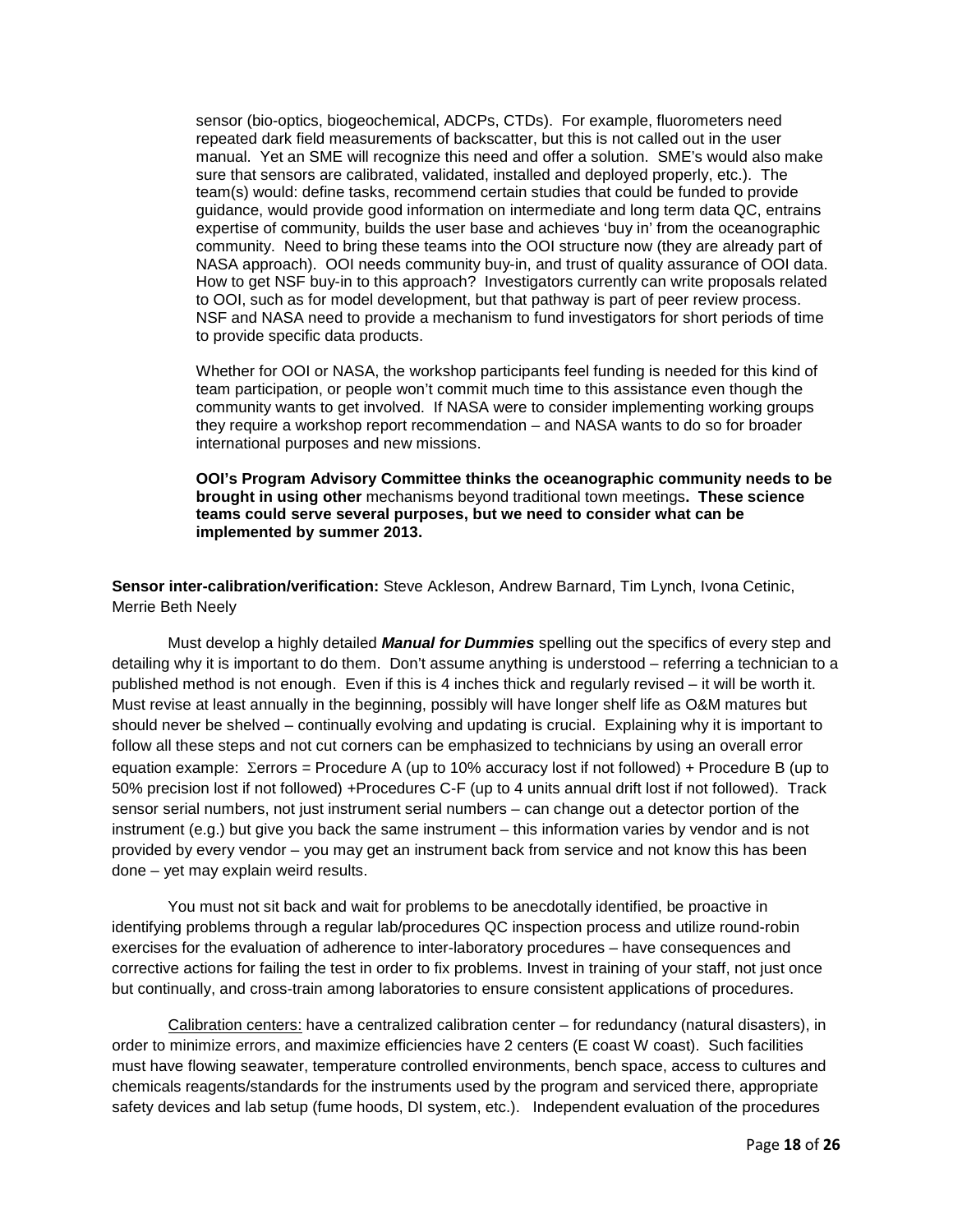sensor (bio-optics, biogeochemical, ADCPs, CTDs). For example, fluorometers need repeated dark field measurements of backscatter, but this is not called out in the user manual. Yet an SME will recognize this need and offer a solution. SME's would also make sure that sensors are calibrated, validated, installed and deployed properly, etc.). The team(s) would: define tasks, recommend certain studies that could be funded to provide guidance, would provide good information on intermediate and long term data QC, entrains expertise of community, builds the user base and achieves 'buy in' from the oceanographic community. Need to bring these teams into the OOI structure now (they are already part of NASA approach). OOI needs community buy-in, and trust of quality assurance of OOI data. How to get NSF buy-in to this approach? Investigators currently can write proposals related to OOI, such as for model development, but that pathway is part of peer review process. NSF and NASA need to provide a mechanism to fund investigators for short periods of time to provide specific data products.

Whether for OOI or NASA, the workshop participants feel funding is needed for this kind of team participation, or people won't commit much time to this assistance even though the community wants to get involved. If NASA were to consider implementing working groups they require a workshop report recommendation – and NASA wants to do so for broader international purposes and new missions.

**OOI's Program Advisory Committee thinks the oceanographic community needs to be brought in using other** mechanisms beyond traditional town meetings**. These science teams could serve several purposes, but we need to consider what can be implemented by summer 2013.**

**Sensor inter-calibration/verification:** Steve Ackleson, Andrew Barnard, Tim Lynch, Ivona Cetinic, Merrie Beth Neely

Must develop a highly detailed ***Manual for Dummies*** spelling out the specifics of every step and detailing why it is important to do them. Don't assume anything is understood – referring a technician to a published method is not enough. Even if this is 4 inches thick and regularly revised – it will be worth it. Must revise at least annually in the beginning, possibly will have longer shelf life as O&M matures but should never be shelved – continually evolving and updating is crucial. Explaining why it is important to follow all these steps and not cut corners can be emphasized to technicians by using an overall error equation example: $\Sigma$errors = Procedure A (up to 10% accuracy lost if not followed) + Procedure B (up to 50% precision lost if not followed) +Procedures C-F (up to 4 units annual drift lost if not followed). Track sensor serial numbers, not just instrument serial numbers – can change out a detector portion of the instrument (e.g.) but give you back the same instrument – this information varies by vendor and is not provided by every vendor – you may get an instrument back from service and not know this has been done – yet may explain weird results.

You must not sit back and wait for problems to be anecdotally identified, be proactive in identifying problems through a regular lab/procedures QC inspection process and utilize round-robin exercises for the evaluation of adherence to inter-laboratory procedures – have consequences and corrective actions for failing the test in order to fix problems. Invest in training of your staff, not just once but continually, and cross-train among laboratories to ensure consistent applications of procedures.

Calibration centers: have a centralized calibration center – for redundancy (natural disasters), in order to minimize errors, and maximize efficiencies have 2 centers (E coast W coast). Such facilities must have flowing seawater, temperature controlled environments, bench space, access to cultures and chemicals reagents/standards for the instruments used by the program and serviced there, appropriate safety devices and lab setup (fume hoods, DI system, etc.). Independent evaluation of the procedures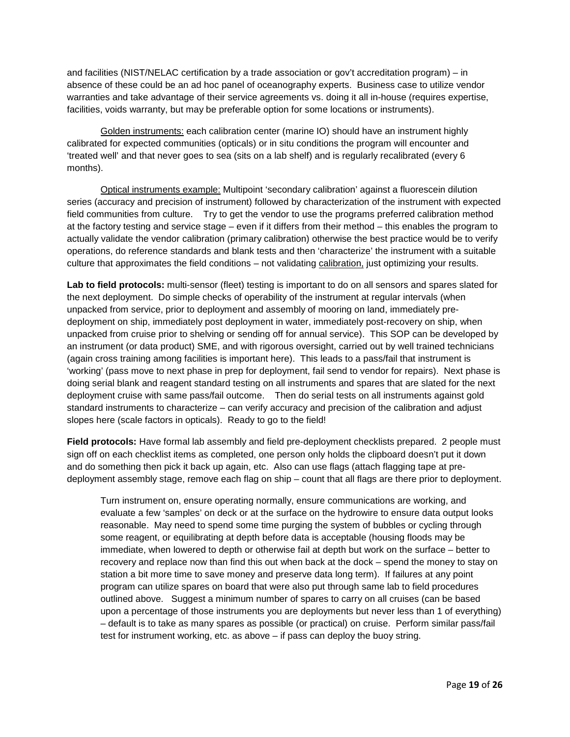and facilities (NIST/NELAC certification by a trade association or gov't accreditation program) – in absence of these could be an ad hoc panel of oceanography experts. Business case to utilize vendor warranties and take advantage of their service agreements vs. doing it all in-house (requires expertise, facilities, voids warranty, but may be preferable option for some locations or instruments).

Golden instruments: each calibration center (marine IO) should have an instrument highly calibrated for expected communities (opticals) or in situ conditions the program will encounter and 'treated well' and that never goes to sea (sits on a lab shelf) and is regularly recalibrated (every 6 months).

Optical instruments example: Multipoint 'secondary calibration' against a fluorescein dilution series (accuracy and precision of instrument) followed by characterization of the instrument with expected field communities from culture. Try to get the vendor to use the programs preferred calibration method at the factory testing and service stage – even if it differs from their method – this enables the program to actually validate the vendor calibration (primary calibration) otherwise the best practice would be to verify operations, do reference standards and blank tests and then 'characterize' the instrument with a suitable culture that approximates the field conditions – not validating calibration, just optimizing your results.

**Lab to field protocols:** multi-sensor (fleet) testing is important to do on all sensors and spares slated for the next deployment. Do simple checks of operability of the instrument at regular intervals (when unpacked from service, prior to deployment and assembly of mooring on land, immediately pre-deployment on ship, immediately post deployment in water, immediately post-recovery on ship, when unpacked from cruise prior to shelving or sending off for annual service). This SOP can be developed by an instrument (or data product) SME, and with rigorous oversight, carried out by well trained technicians (again cross training among facilities is important here). This leads to a pass/fail that instrument is 'working' (pass move to next phase in prep for deployment, fail send to vendor for repairs). Next phase is doing serial blank and reagent standard testing on all instruments and spares that are slated for the next deployment cruise with same pass/fail outcome. Then do serial tests on all instruments against gold standard instruments to characterize – can verify accuracy and precision of the calibration and adjust slopes here (scale factors in opticals). Ready to go to the field!

**Field protocols:** Have formal lab assembly and field pre-deployment checklists prepared. 2 people must sign off on each checklist items as completed, one person only holds the clipboard doesn't put it down and do something then pick it back up again, etc. Also can use flags (attach flagging tape at pre-deployment assembly stage, remove each flag on ship – count that all flags are there prior to deployment.

> Turn instrument on, ensure operating normally, ensure communications are working, and evaluate a few 'samples' on deck or at the surface on the hydrowire to ensure data output looks reasonable. May need to spend some time purging the system of bubbles or cycling through some reagent, or equilibrating at depth before data is acceptable (housing floods may be immediate, when lowered to depth or otherwise fail at depth but work on the surface – better to recovery and replace now than find this out when back at the dock – spend the money to stay on station a bit more time to save money and preserve data long term). If failures at any point program can utilize spares on board that were also put through same lab to field procedures outlined above. Suggest a minimum number of spares to carry on all cruises (can be based upon a percentage of those instruments you are deployments but never less than 1 of everything) – default is to take as many spares as possible (or practical) on cruise. Perform similar pass/fail test for instrument working, etc. as above – if pass can deploy the buoy string.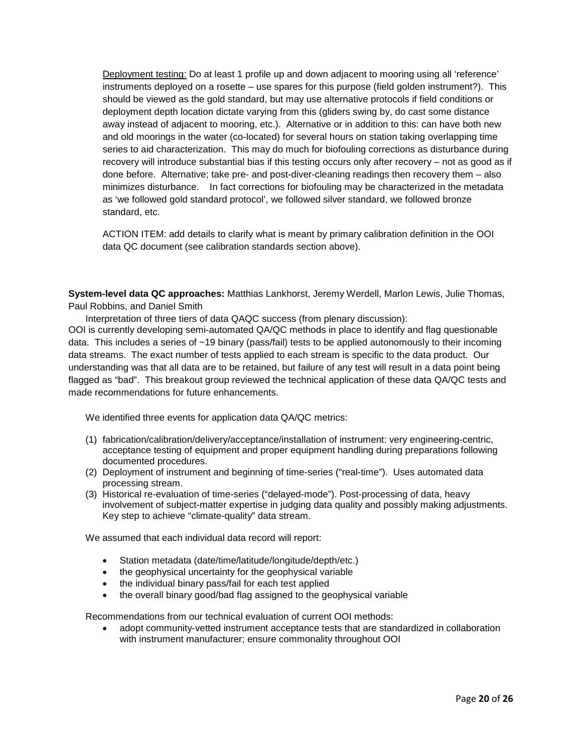Deployment testing: Do at least 1 profile up and down adjacent to mooring using all 'reference' instruments deployed on a rosette – use spares for this purpose (field golden instrument?). This should be viewed as the gold standard, but may use alternative protocols if field conditions or deployment depth location dictate varying from this (gliders swing by, do cast some distance away instead of adjacent to mooring, etc.). Alternative or in addition to this: can have both new and old moorings in the water (co-located) for several hours on station taking overlapping time series to aid characterization. This may do much for biofouling corrections as disturbance during recovery will introduce substantial bias if this testing occurs only after recovery – not as good as if done before. Alternative; take pre- and post-diver-cleaning readings then recovery them – also minimizes disturbance. In fact corrections for biofouling may be characterized in the metadata as 'we followed gold standard protocol', we followed silver standard, we followed bronze standard, etc.

ACTION ITEM: add details to clarify what is meant by primary calibration definition in the OOI data QC document (see calibration standards section above).

**System-level data QC approaches:** Matthias Lankhorst, Jeremy Werdell, Marlon Lewis, Julie Thomas, Paul Robbins, and Daniel Smith

Interpretation of three tiers of data QAQC success (from plenary discussion):
OOI is currently developing semi-automated QA/QC methods in place to identify and flag questionable data. This includes a series of ~19 binary (pass/fail) tests to be applied autonomously to their incoming data streams. The exact number of tests applied to each stream is specific to the data product. Our understanding was that all data are to be retained, but failure of any test will result in a data point being flagged as "bad". This breakout group reviewed the technical application of these data QA/QC tests and made recommendations for future enhancements.

We identified three events for application data QA/QC metrics:

(1) fabrication/calibration/delivery/acceptance/installation of instrument: very engineering-centric, acceptance testing of equipment and proper equipment handling during preparations following documented procedures.
(2) Deployment of instrument and beginning of time-series ("real-time"). Uses automated data processing stream.
(3) Historical re-evaluation of time-series ("delayed-mode"). Post-processing of data, heavy involvement of subject-matter expertise in judging data quality and possibly making adjustments. Key step to achieve "climate-quality" data stream.

We assumed that each individual data record will report:

- Station metadata (date/time/latitude/longitude/depth/etc.)
- the geophysical uncertainty for the geophysical variable
- the individual binary pass/fail for each test applied
- the overall binary good/bad flag assigned to the geophysical variable

Recommendations from our technical evaluation of current OOI methods:

- adopt community-vetted instrument acceptance tests that are standardized in collaboration with instrument manufacturer; ensure commonality throughout OOI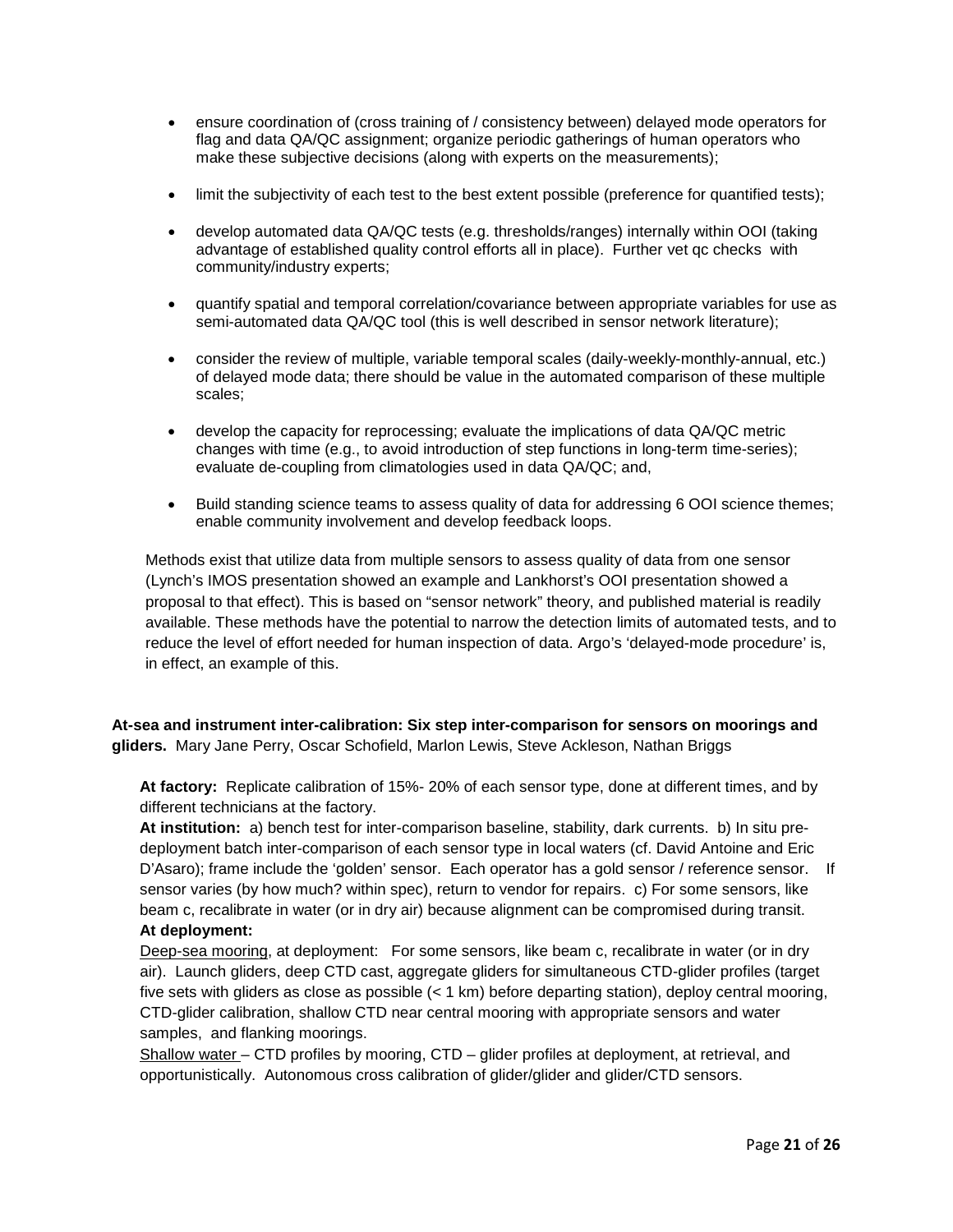- ensure coordination of (cross training of / consistency between) delayed mode operators for flag and data QA/QC assignment; organize periodic gatherings of human operators who make these subjective decisions (along with experts on the measurements);

- limit the subjectivity of each test to the best extent possible (preference for quantified tests);

- develop automated data QA/QC tests (e.g. thresholds/ranges) internally within OOI (taking advantage of established quality control efforts all in place). Further vet qc checks with community/industry experts;

- quantify spatial and temporal correlation/covariance between appropriate variables for use as semi-automated data QA/QC tool (this is well described in sensor network literature);

- consider the review of multiple, variable temporal scales (daily-weekly-monthly-annual, etc.) of delayed mode data; there should be value in the automated comparison of these multiple scales;

- develop the capacity for reprocessing; evaluate the implications of data QA/QC metric changes with time (e.g., to avoid introduction of step functions in long-term time-series); evaluate de-coupling from climatologies used in data QA/QC; and,

- Build standing science teams to assess quality of data for addressing 6 OOI science themes; enable community involvement and develop feedback loops.

Methods exist that utilize data from multiple sensors to assess quality of data from one sensor (Lynch's IMOS presentation showed an example and Lankhorst's OOI presentation showed a proposal to that effect). This is based on "sensor network" theory, and published material is readily available. These methods have the potential to narrow the detection limits of automated tests, and to reduce the level of effort needed for human inspection of data. Argo's 'delayed-mode procedure' is, in effect, an example of this.

**At-sea and instrument inter-calibration: Six step inter-comparison for sensors on moorings and gliders.** Mary Jane Perry, Oscar Schofield, Marlon Lewis, Steve Ackleson, Nathan Briggs

**At factory:** Replicate calibration of 15%- 20% of each sensor type, done at different times, and by different technicians at the factory.

**At institution:** a) bench test for inter-comparison baseline, stability, dark currents. b) In situ pre-deployment batch inter-comparison of each sensor type in local waters (cf. David Antoine and Eric D'Asaro); frame include the 'golden' sensor. Each operator has a gold sensor / reference sensor. If sensor varies (by how much? within spec), return to vendor for repairs. c) For some sensors, like beam c, recalibrate in water (or in dry air) because alignment can be compromised during transit.

**At deployment:**

Deep-sea mooring, at deployment: For some sensors, like beam c, recalibrate in water (or in dry air). Launch gliders, deep CTD cast, aggregate gliders for simultaneous CTD-glider profiles (target five sets with gliders as close as possible (< 1 km) before departing station), deploy central mooring, CTD-glider calibration, shallow CTD near central mooring with appropriate sensors and water samples, and flanking moorings.

Shallow water – CTD profiles by mooring, CTD – glider profiles at deployment, at retrieval, and opportunistically. Autonomous cross calibration of glider/glider and glider/CTD sensors.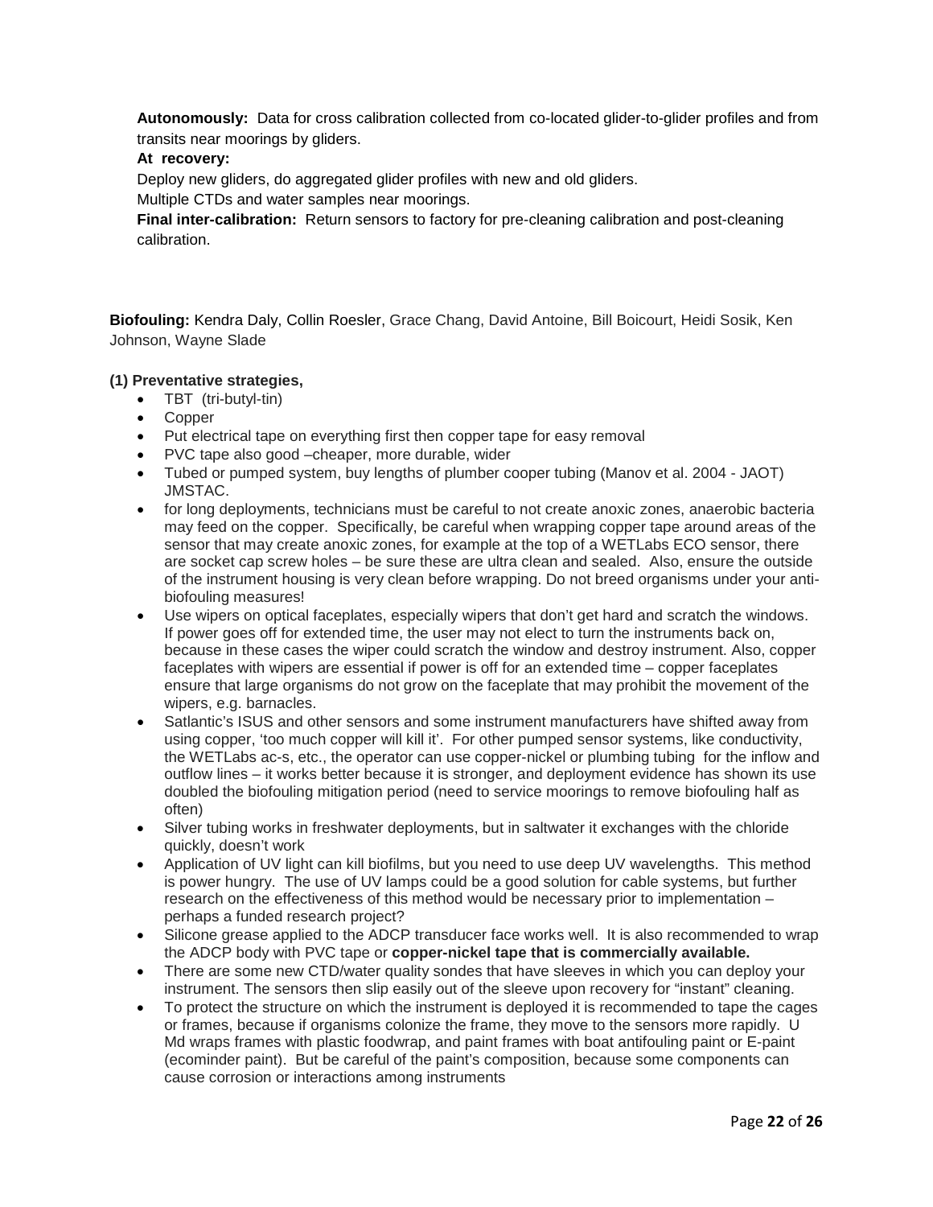**Autonomously:** Data for cross calibration collected from co-located glider-to-glider profiles and from transits near moorings by gliders.

**At recovery:**

Deploy new gliders, do aggregated glider profiles with new and old gliders.

Multiple CTDs and water samples near moorings.

**Final inter-calibration:** Return sensors to factory for pre-cleaning calibration and post-cleaning calibration.

**Biofouling:** Kendra Daly, Collin Roesler, Grace Chang, David Antoine, Bill Boicourt, Heidi Sosik, Ken Johnson, Wayne Slade

**(1) Preventative strategies,**

- TBT (tri-butyl-tin)
- Copper
- Put electrical tape on everything first then copper tape for easy removal
- PVC tape also good –cheaper, more durable, wider
- Tubed or pumped system, buy lengths of plumber cooper tubing (Manov et al. 2004 - JAOT) JMSTAC.
- for long deployments, technicians must be careful to not create anoxic zones, anaerobic bacteria may feed on the copper. Specifically, be careful when wrapping copper tape around areas of the sensor that may create anoxic zones, for example at the top of a WETLabs ECO sensor, there are socket cap screw holes – be sure these are ultra clean and sealed. Also, ensure the outside of the instrument housing is very clean before wrapping. Do not breed organisms under your anti-biofouling measures!
- Use wipers on optical faceplates, especially wipers that don't get hard and scratch the windows. If power goes off for extended time, the user may not elect to turn the instruments back on, because in these cases the wiper could scratch the window and destroy instrument. Also, copper faceplates with wipers are essential if power is off for an extended time – copper faceplates ensure that large organisms do not grow on the faceplate that may prohibit the movement of the wipers, e.g. barnacles.
- Satlantic's ISUS and other sensors and some instrument manufacturers have shifted away from using copper, 'too much copper will kill it'. For other pumped sensor systems, like conductivity, the WETLabs ac-s, etc., the operator can use copper-nickel or plumbing tubing for the inflow and outflow lines – it works better because it is stronger, and deployment evidence has shown its use doubled the biofouling mitigation period (need to service moorings to remove biofouling half as often)
- Silver tubing works in freshwater deployments, but in saltwater it exchanges with the chloride quickly, doesn't work
- Application of UV light can kill biofilms, but you need to use deep UV wavelengths. This method is power hungry. The use of UV lamps could be a good solution for cable systems, but further research on the effectiveness of this method would be necessary prior to implementation – perhaps a funded research project?
- Silicone grease applied to the ADCP transducer face works well. It is also recommended to wrap the ADCP body with PVC tape or **copper-nickel tape that is commercially available.**
- There are some new CTD/water quality sondes that have sleeves in which you can deploy your instrument. The sensors then slip easily out of the sleeve upon recovery for "instant" cleaning.
- To protect the structure on which the instrument is deployed it is recommended to tape the cages or frames, because if organisms colonize the frame, they move to the sensors more rapidly. U Md wraps frames with plastic foodwrap, and paint frames with boat antifouling paint or E-paint (ecominder paint). But be careful of the paint's composition, because some components can cause corrosion or interactions among instruments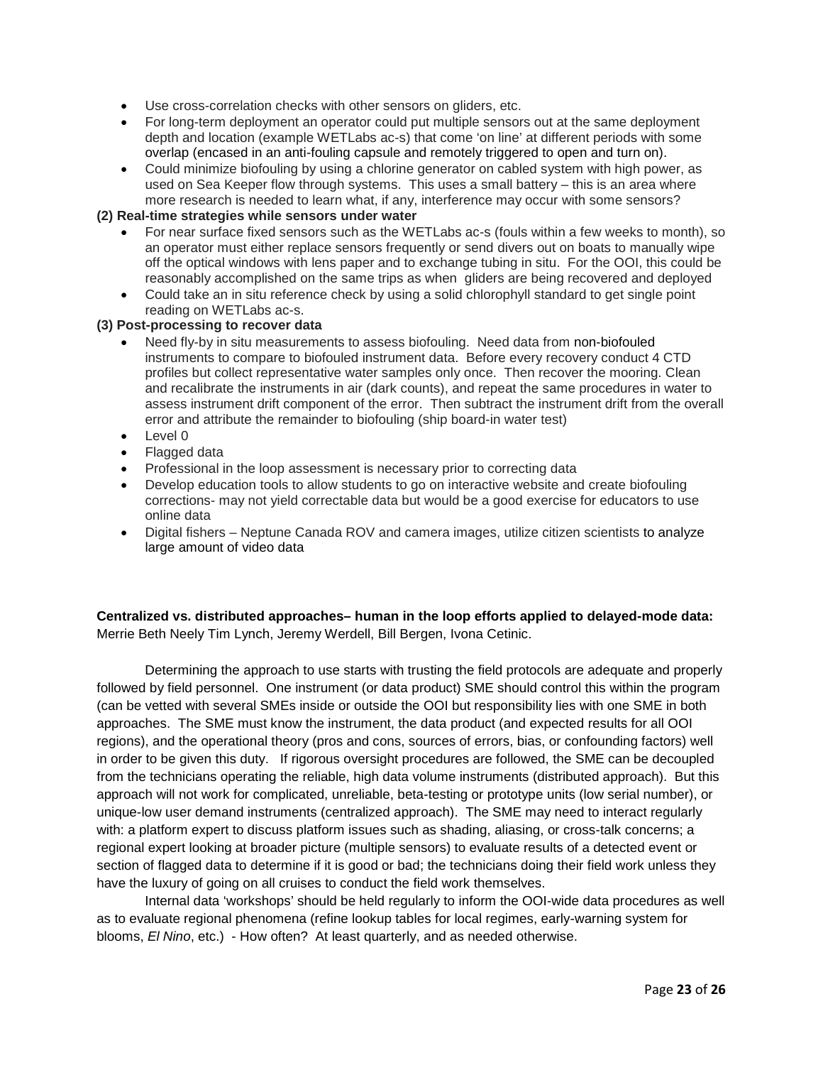- Use cross-correlation checks with other sensors on gliders, etc.
- For long-term deployment an operator could put multiple sensors out at the same deployment depth and location (example WETLabs ac-s) that come 'on line' at different periods with some overlap (encased in an anti-fouling capsule and remotely triggered to open and turn on).
- Could minimize biofouling by using a chlorine generator on cabled system with high power, as used on Sea Keeper flow through systems. This uses a small battery – this is an area where more research is needed to learn what, if any, interference may occur with some sensors?

**(2) Real-time strategies while sensors under water**

- For near surface fixed sensors such as the WETLabs ac-s (fouls within a few weeks to month), so an operator must either replace sensors frequently or send divers out on boats to manually wipe off the optical windows with lens paper and to exchange tubing in situ. For the OOI, this could be reasonably accomplished on the same trips as when gliders are being recovered and deployed
- Could take an in situ reference check by using a solid chlorophyll standard to get single point reading on WETLabs ac-s.

**(3) Post-processing to recover data**

- Need fly-by in situ measurements to assess biofouling. Need data from non-biofouled instruments to compare to biofouled instrument data. Before every recovery conduct 4 CTD profiles but collect representative water samples only once. Then recover the mooring. Clean and recalibrate the instruments in air (dark counts), and repeat the same procedures in water to assess instrument drift component of the error. Then subtract the instrument drift from the overall error and attribute the remainder to biofouling (ship board-in water test)
- Level 0
- Flagged data
- Professional in the loop assessment is necessary prior to correcting data
- Develop education tools to allow students to go on interactive website and create biofouling corrections- may not yield correctable data but would be a good exercise for educators to use online data
- Digital fishers – Neptune Canada ROV and camera images, utilize citizen scientists to analyze large amount of video data

**Centralized vs. distributed approaches– human in the loop efforts applied to delayed-mode data:**
Merrie Beth Neely Tim Lynch, Jeremy Werdell, Bill Bergen, Ivona Cetinic.

Determining the approach to use starts with trusting the field protocols are adequate and properly followed by field personnel. One instrument (or data product) SME should control this within the program (can be vetted with several SMEs inside or outside the OOI but responsibility lies with one SME in both approaches. The SME must know the instrument, the data product (and expected results for all OOI regions), and the operational theory (pros and cons, sources of errors, bias, or confounding factors) well in order to be given this duty. If rigorous oversight procedures are followed, the SME can be decoupled from the technicians operating the reliable, high data volume instruments (distributed approach). But this approach will not work for complicated, unreliable, beta-testing or prototype units (low serial number), or unique-low user demand instruments (centralized approach). The SME may need to interact regularly with: a platform expert to discuss platform issues such as shading, aliasing, or cross-talk concerns; a regional expert looking at broader picture (multiple sensors) to evaluate results of a detected event or section of flagged data to determine if it is good or bad; the technicians doing their field work unless they have the luxury of going on all cruises to conduct the field work themselves.

Internal data 'workshops' should be held regularly to inform the OOI-wide data procedures as well as to evaluate regional phenomena (refine lookup tables for local regimes, early-warning system for blooms, *El Nino*, etc.) - How often? At least quarterly, and as needed otherwise.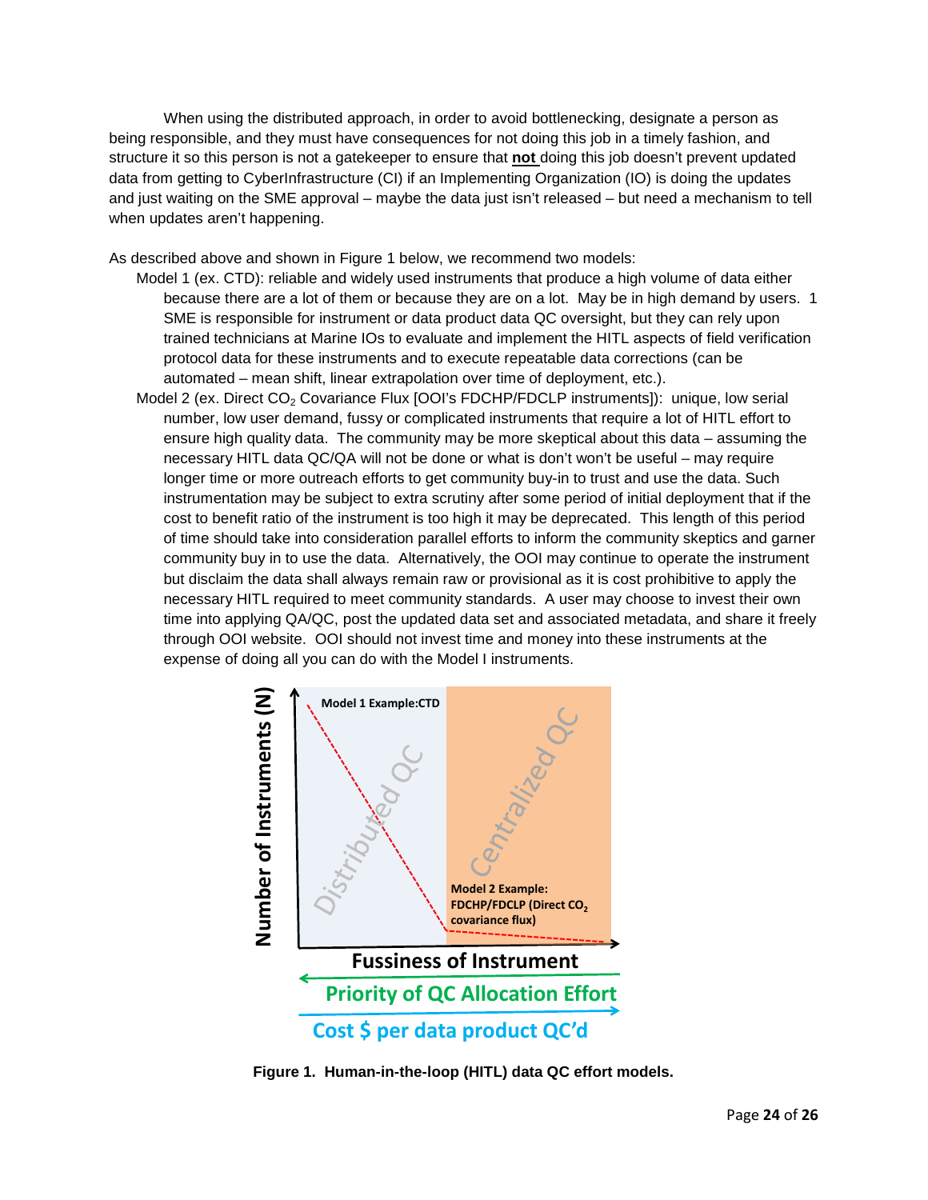When using the distributed approach, in order to avoid bottlenecking, designate a person as being responsible, and they must have consequences for not doing this job in a timely fashion, and structure it so this person is not a gatekeeper to ensure that **not** doing this job doesn't prevent updated data from getting to CyberInfrastructure (CI) if an Implementing Organization (IO) is doing the updates and just waiting on the SME approval – maybe the data just isn't released – but need a mechanism to tell when updates aren't happening.

As described above and shown in Figure 1 below, we recommend two models:

Model 1 (ex. CTD): reliable and widely used instruments that produce a high volume of data either because there are a lot of them or because they are on a lot. May be in high demand by users. 1 SME is responsible for instrument or data product data QC oversight, but they can rely upon trained technicians at Marine IOs to evaluate and implement the HITL aspects of field verification protocol data for these instruments and to execute repeatable data corrections (can be automated – mean shift, linear extrapolation over time of deployment, etc.).

Model 2 (ex. Direct $CO_2$ Covariance Flux [OOI's FDCHP/FDCLP instruments]): unique, low serial number, low user demand, fussy or complicated instruments that require a lot of HITL effort to ensure high quality data. The community may be more skeptical about this data – assuming the necessary HITL data QC/QA will not be done or what is don't won't be useful – may require longer time or more outreach efforts to get community buy-in to trust and use the data. Such instrumentation may be subject to extra scrutiny after some period of initial deployment that if the cost to benefit ratio of the instrument is too high it may be deprecated. This length of this period of time should take into consideration parallel efforts to inform the community skeptics and garner community buy in to use the data. Alternatively, the OOI may continue to operate the instrument but disclaim the data shall always remain raw or provisional as it is cost prohibitive to apply the necessary HITL required to meet community standards. A user may choose to invest their own time into applying QA/QC, post the updated data set and associated metadata, and share it freely through OOI website. OOI should not invest time and money into these instruments at the expense of doing all you can do with the Model I instruments.

**Figure 1. Human-in-the-loop (HITL) data QC effort models.**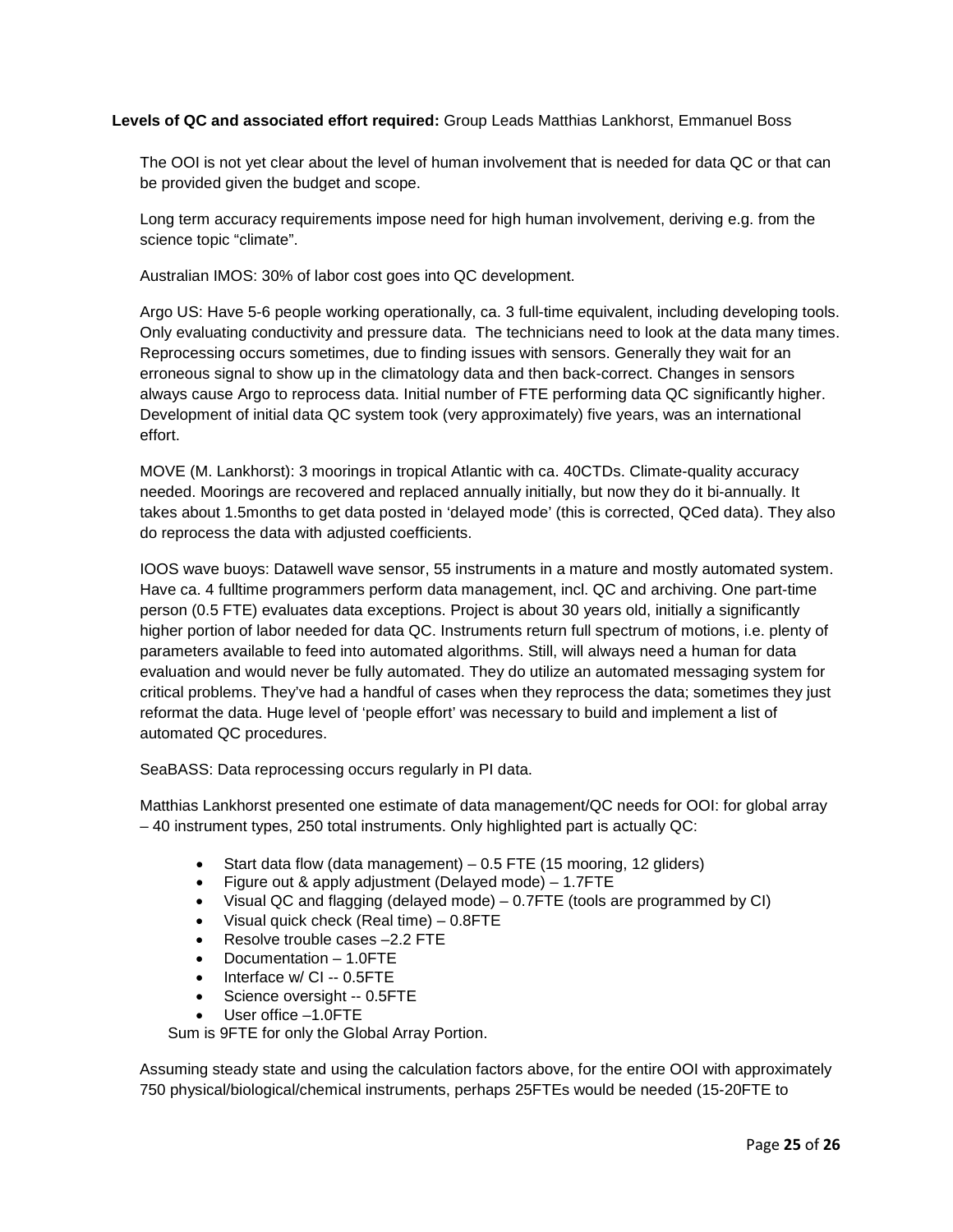**Levels of QC and associated effort required:** Group Leads Matthias Lankhorst, Emmanuel Boss

The OOI is not yet clear about the level of human involvement that is needed for data QC or that can be provided given the budget and scope.

Long term accuracy requirements impose need for high human involvement, deriving e.g. from the science topic "climate".

Australian IMOS: 30% of labor cost goes into QC development.

Argo US: Have 5-6 people working operationally, ca. 3 full-time equivalent, including developing tools. Only evaluating conductivity and pressure data. The technicians need to look at the data many times. Reprocessing occurs sometimes, due to finding issues with sensors. Generally they wait for an erroneous signal to show up in the climatology data and then back-correct. Changes in sensors always cause Argo to reprocess data. Initial number of FTE performing data QC significantly higher. Development of initial data QC system took (very approximately) five years, was an international effort.

MOVE (M. Lankhorst): 3 moorings in tropical Atlantic with ca. 40CTDs. Climate-quality accuracy needed. Moorings are recovered and replaced annually initially, but now they do it bi-annually. It takes about 1.5months to get data posted in 'delayed mode' (this is corrected, QCed data). They also do reprocess the data with adjusted coefficients.

IOOS wave buoys: Datawell wave sensor, 55 instruments in a mature and mostly automated system. Have ca. 4 fulltime programmers perform data management, incl. QC and archiving. One part-time person (0.5 FTE) evaluates data exceptions. Project is about 30 years old, initially a significantly higher portion of labor needed for data QC. Instruments return full spectrum of motions, i.e. plenty of parameters available to feed into automated algorithms. Still, will always need a human for data evaluation and would never be fully automated. They do utilize an automated messaging system for critical problems. They've had a handful of cases when they reprocess the data; sometimes they just reformat the data. Huge level of 'people effort' was necessary to build and implement a list of automated QC procedures.

SeaBASS: Data reprocessing occurs regularly in PI data.

Matthias Lankhorst presented one estimate of data management/QC needs for OOI: for global array – 40 instrument types, 250 total instruments. Only highlighted part is actually QC:

- Start data flow (data management) – 0.5 FTE (15 mooring, 12 gliders)
- Figure out & apply adjustment (Delayed mode) – 1.7FTE
- Visual QC and flagging (delayed mode) – 0.7FTE (tools are programmed by CI)
- Visual quick check (Real time) – 0.8FTE
- Resolve trouble cases –2.2 FTE
- Documentation – 1.0FTE
- Interface w/ CI -- 0.5FTE
- Science oversight -- 0.5FTE
- User office –1.0FTE

Sum is 9FTE for only the Global Array Portion.

Assuming steady state and using the calculation factors above, for the entire OOI with approximately 750 physical/biological/chemical instruments, perhaps 25FTEs would be needed (15-20FTE to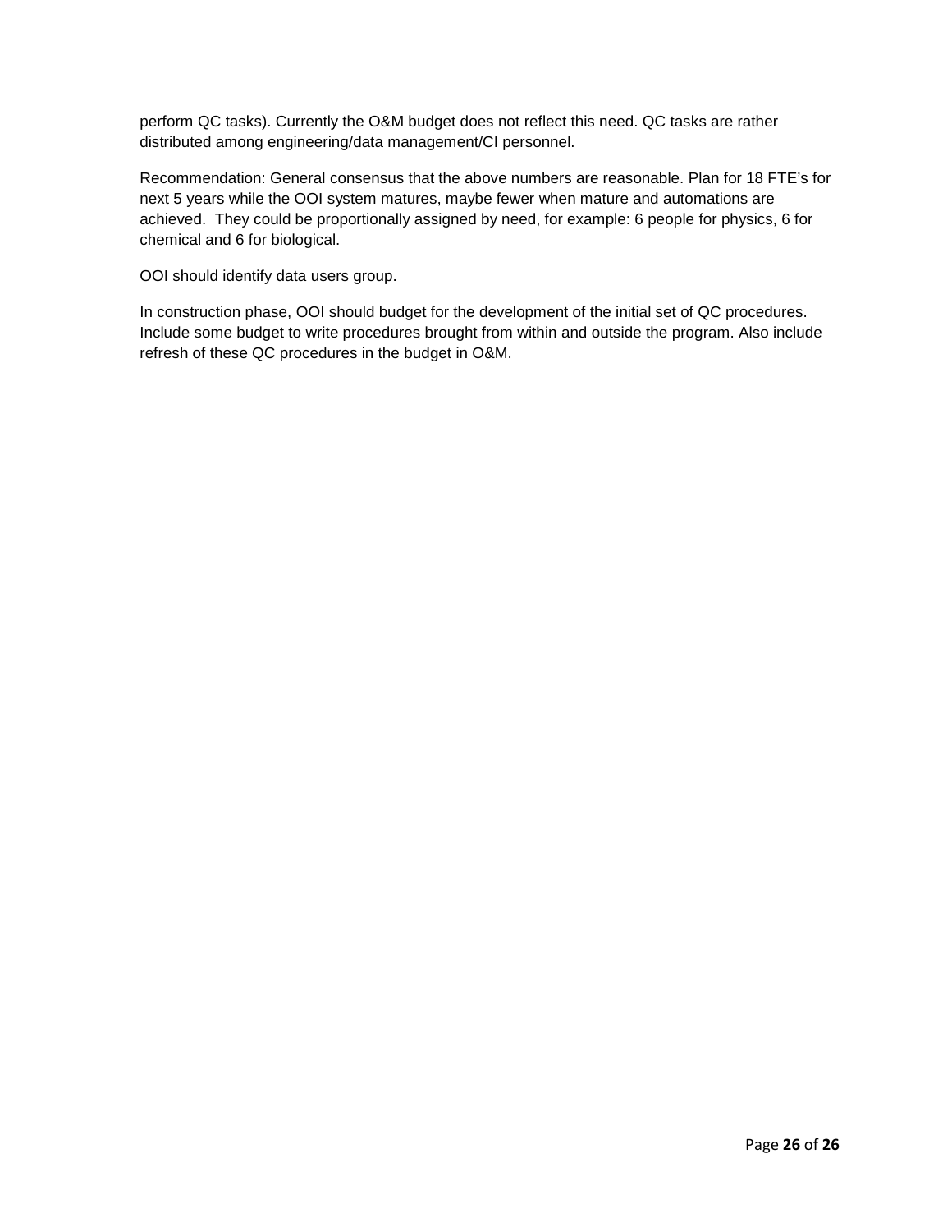perform QC tasks). Currently the O&M budget does not reflect this need. QC tasks are rather distributed among engineering/data management/CI personnel.

Recommendation: General consensus that the above numbers are reasonable. Plan for 18 FTE's for next 5 years while the OOI system matures, maybe fewer when mature and automations are achieved. They could be proportionally assigned by need, for example: 6 people for physics, 6 for chemical and 6 for biological.

OOI should identify data users group.

In construction phase, OOI should budget for the development of the initial set of QC procedures. Include some budget to write procedures brought from within and outside the program. Also include refresh of these QC procedures in the budget in O&M.